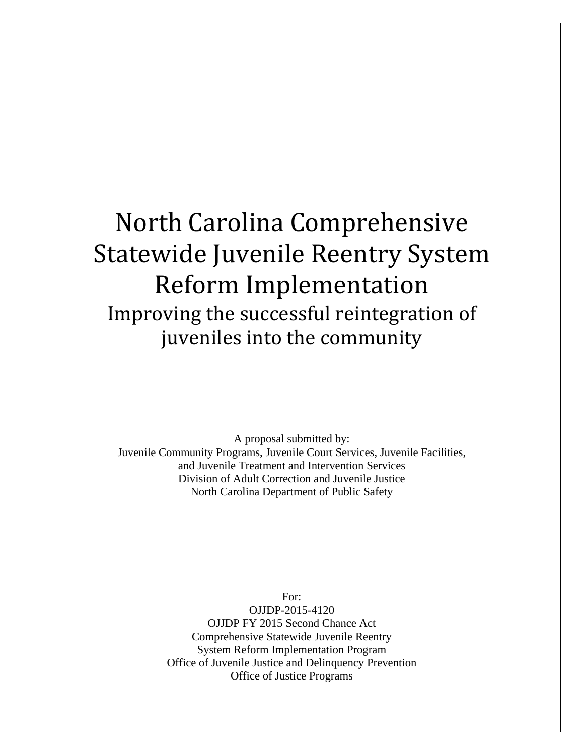# North Carolina Comprehensive Statewide Juvenile Reentry System Reform Implementation

## Improving the successful reintegration of juveniles into the community

A proposal submitted by:
Juvenile Community Programs, Juvenile Court Services, Juvenile Facilities, and Juvenile Treatment and Intervention Services
Division of Adult Correction and Juvenile Justice
North Carolina Department of Public Safety

For:
OJJDP-2015-4120
OJJDP FY 2015 Second Chance Act
Comprehensive Statewide Juvenile Reentry
System Reform Implementation Program
Office of Juvenile Justice and Delinquency Prevention
Office of Justice Programs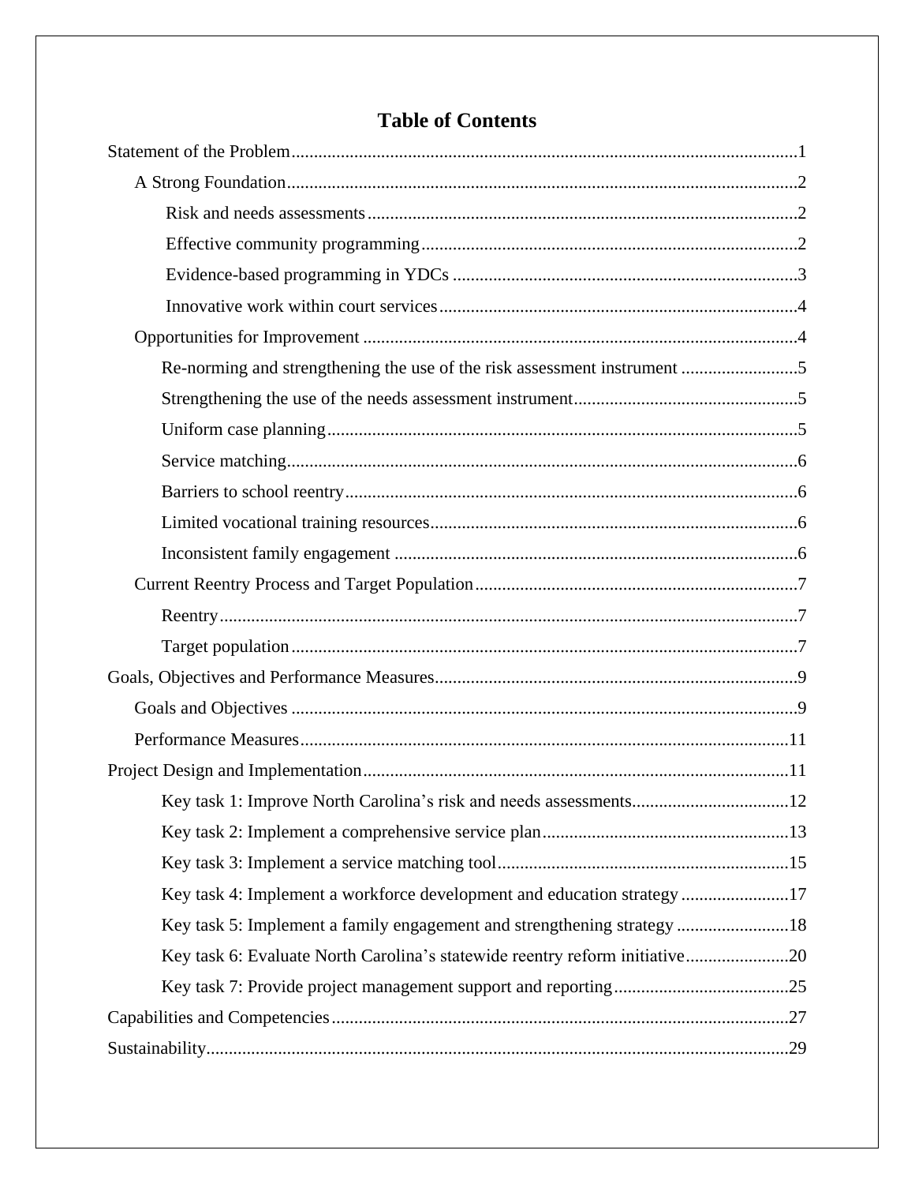# Table of Contents

Statement of the Problem ........................................................ 1

- A Strong Foundation ........................................................ 2
  - Risk and needs assessments ........................................................ 2
  - Effective community programming ........................................................ 2
  - Evidence-based programming in YDCs ........................................................ 3
  - Innovative work within court services ........................................................ 4
- Opportunities for Improvement ........................................................ 4
  - Re-norming and strengthening the use of the risk assessment instrument ........................................................ 5
  - Strengthening the use of the needs assessment instrument ........................................................ 5
  - Uniform case planning ........................................................ 5
  - Service matching ........................................................ 6
  - Barriers to school reentry ........................................................ 6
  - Limited vocational training resources ........................................................ 6
  - Inconsistent family engagement ........................................................ 6
- Current Reentry Process and Target Population ........................................................ 7
  - Reentry ........................................................ 7
  - Target population ........................................................ 7

Goals, Objectives and Performance Measures ........................................................ 9

- Goals and Objectives ........................................................ 9
- Performance Measures ........................................................ 11

Project Design and Implementation ........................................................ 11

- Key task 1: Improve North Carolina's risk and needs assessments ........................................................ 12
- Key task 2: Implement a comprehensive service plan ........................................................ 13
- Key task 3: Implement a service matching tool ........................................................ 15
- Key task 4: Implement a workforce development and education strategy ........................................................ 17
- Key task 5: Implement a family engagement and strengthening strategy ........................................................ 18
- Key task 6: Evaluate North Carolina's statewide reentry reform initiative ........................................................ 20
- Key task 7: Provide project management support and reporting ........................................................ 25

Capabilities and Competencies ........................................................ 27

Sustainability ........................................................ 29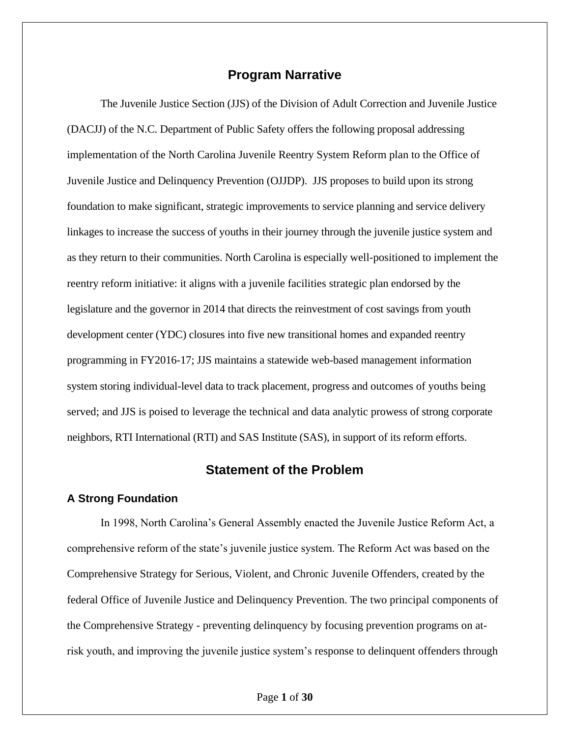# Program Narrative

The Juvenile Justice Section (JJS) of the Division of Adult Correction and Juvenile Justice (DACJJ) of the N.C. Department of Public Safety offers the following proposal addressing implementation of the North Carolina Juvenile Reentry System Reform plan to the Office of Juvenile Justice and Delinquency Prevention (OJJDP). JJS proposes to build upon its strong foundation to make significant, strategic improvements to service planning and service delivery linkages to increase the success of youths in their journey through the juvenile justice system and as they return to their communities. North Carolina is especially well-positioned to implement the reentry reform initiative: it aligns with a juvenile facilities strategic plan endorsed by the legislature and the governor in 2014 that directs the reinvestment of cost savings from youth development center (YDC) closures into five new transitional homes and expanded reentry programming in FY2016-17; JJS maintains a statewide web-based management information system storing individual-level data to track placement, progress and outcomes of youths being served; and JJS is poised to leverage the technical and data analytic prowess of strong corporate neighbors, RTI International (RTI) and SAS Institute (SAS), in support of its reform efforts.

# Statement of the Problem

## A Strong Foundation

In 1998, North Carolina's General Assembly enacted the Juvenile Justice Reform Act, a comprehensive reform of the state's juvenile justice system. The Reform Act was based on the Comprehensive Strategy for Serious, Violent, and Chronic Juvenile Offenders, created by the federal Office of Juvenile Justice and Delinquency Prevention. The two principal components of the Comprehensive Strategy - preventing delinquency by focusing prevention programs on at-risk youth, and improving the juvenile justice system's response to delinquent offenders through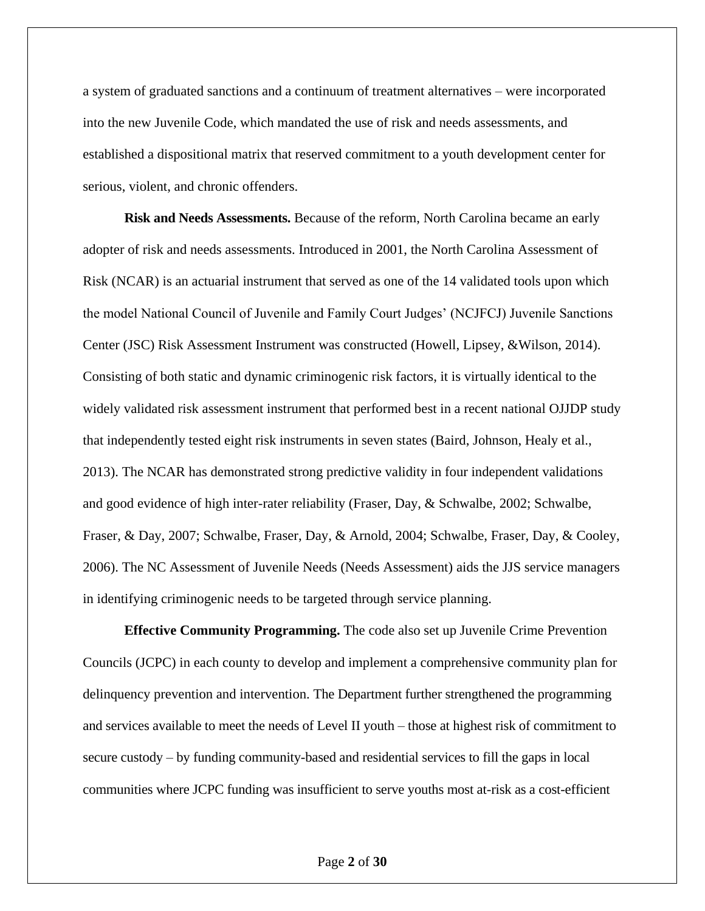a system of graduated sanctions and a continuum of treatment alternatives – were incorporated into the new Juvenile Code, which mandated the use of risk and needs assessments, and established a dispositional matrix that reserved commitment to a youth development center for serious, violent, and chronic offenders.

**Risk and Needs Assessments.** Because of the reform, North Carolina became an early adopter of risk and needs assessments. Introduced in 2001, the North Carolina Assessment of Risk (NCAR) is an actuarial instrument that served as one of the 14 validated tools upon which the model National Council of Juvenile and Family Court Judges' (NCJFCJ) Juvenile Sanctions Center (JSC) Risk Assessment Instrument was constructed (Howell, Lipsey, &Wilson, 2014). Consisting of both static and dynamic criminogenic risk factors, it is virtually identical to the widely validated risk assessment instrument that performed best in a recent national OJJDP study that independently tested eight risk instruments in seven states (Baird, Johnson, Healy et al., 2013). The NCAR has demonstrated strong predictive validity in four independent validations and good evidence of high inter-rater reliability (Fraser, Day, & Schwalbe, 2002; Schwalbe, Fraser, & Day, 2007; Schwalbe, Fraser, Day, & Arnold, 2004; Schwalbe, Fraser, Day, & Cooley, 2006). The NC Assessment of Juvenile Needs (Needs Assessment) aids the JJS service managers in identifying criminogenic needs to be targeted through service planning.

**Effective Community Programming.** The code also set up Juvenile Crime Prevention Councils (JCPC) in each county to develop and implement a comprehensive community plan for delinquency prevention and intervention. The Department further strengthened the programming and services available to meet the needs of Level II youth – those at highest risk of commitment to secure custody – by funding community-based and residential services to fill the gaps in local communities where JCPC funding was insufficient to serve youths most at-risk as a cost-efficient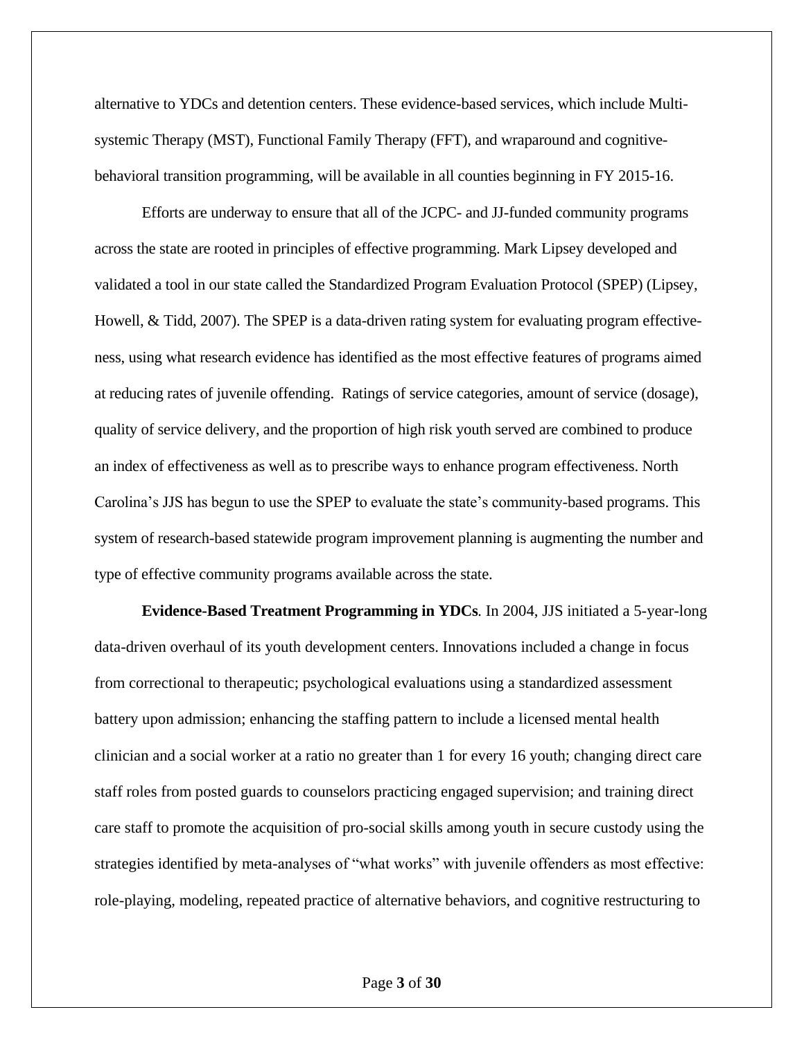alternative to YDCs and detention centers. These evidence-based services, which include Multi-systemic Therapy (MST), Functional Family Therapy (FFT), and wraparound and cognitive-behavioral transition programming, will be available in all counties beginning in FY 2015-16.

Efforts are underway to ensure that all of the JCPC- and JJ-funded community programs across the state are rooted in principles of effective programming. Mark Lipsey developed and validated a tool in our state called the Standardized Program Evaluation Protocol (SPEP) (Lipsey, Howell, & Tidd, 2007). The SPEP is a data-driven rating system for evaluating program effectiveness, using what research evidence has identified as the most effective features of programs aimed at reducing rates of juvenile offending. Ratings of service categories, amount of service (dosage), quality of service delivery, and the proportion of high risk youth served are combined to produce an index of effectiveness as well as to prescribe ways to enhance program effectiveness. North Carolina's JJS has begun to use the SPEP to evaluate the state's community-based programs. This system of research-based statewide program improvement planning is augmenting the number and type of effective community programs available across the state.

**Evidence-Based Treatment Programming in YDCs**. In 2004, JJS initiated a 5-year-long data-driven overhaul of its youth development centers. Innovations included a change in focus from correctional to therapeutic; psychological evaluations using a standardized assessment battery upon admission; enhancing the staffing pattern to include a licensed mental health clinician and a social worker at a ratio no greater than 1 for every 16 youth; changing direct care staff roles from posted guards to counselors practicing engaged supervision; and training direct care staff to promote the acquisition of pro-social skills among youth in secure custody using the strategies identified by meta-analyses of "what works" with juvenile offenders as most effective: role-playing, modeling, repeated practice of alternative behaviors, and cognitive restructuring to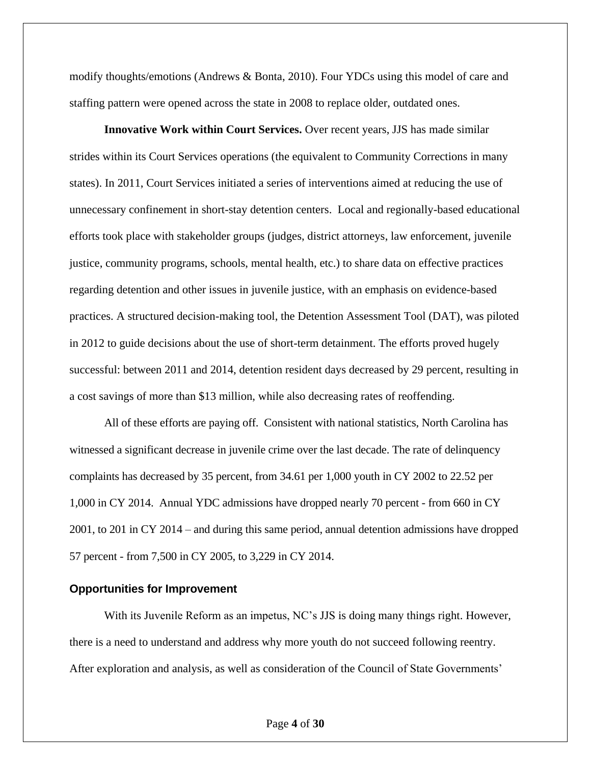modify thoughts/emotions (Andrews & Bonta, 2010). Four YDCs using this model of care and staffing pattern were opened across the state in 2008 to replace older, outdated ones.

**Innovative Work within Court Services.** Over recent years, JJS has made similar strides within its Court Services operations (the equivalent to Community Corrections in many states). In 2011, Court Services initiated a series of interventions aimed at reducing the use of unnecessary confinement in short-stay detention centers. Local and regionally-based educational efforts took place with stakeholder groups (judges, district attorneys, law enforcement, juvenile justice, community programs, schools, mental health, etc.) to share data on effective practices regarding detention and other issues in juvenile justice, with an emphasis on evidence-based practices. A structured decision-making tool, the Detention Assessment Tool (DAT), was piloted in 2012 to guide decisions about the use of short-term detainment. The efforts proved hugely successful: between 2011 and 2014, detention resident days decreased by 29 percent, resulting in a cost savings of more than $13 million, while also decreasing rates of reoffending.

All of these efforts are paying off. Consistent with national statistics, North Carolina has witnessed a significant decrease in juvenile crime over the last decade. The rate of delinquency complaints has decreased by 35 percent, from 34.61 per 1,000 youth in CY 2002 to 22.52 per 1,000 in CY 2014. Annual YDC admissions have dropped nearly 70 percent - from 660 in CY 2001, to 201 in CY 2014 – and during this same period, annual detention admissions have dropped 57 percent - from 7,500 in CY 2005, to 3,229 in CY 2014.

## Opportunities for Improvement

With its Juvenile Reform as an impetus, NC's JJS is doing many things right. However, there is a need to understand and address why more youth do not succeed following reentry. After exploration and analysis, as well as consideration of the Council of State Governments'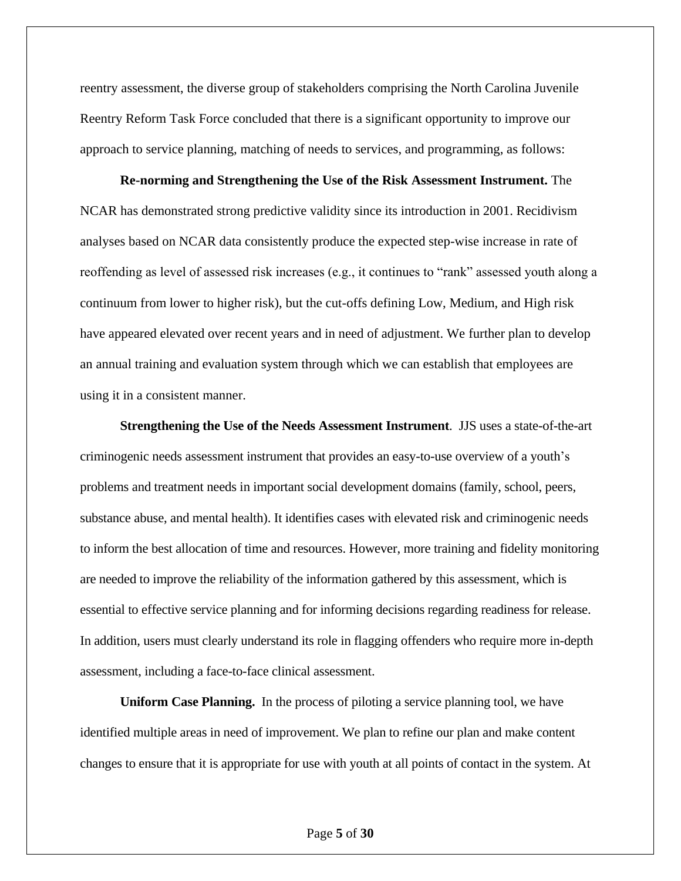reentry assessment, the diverse group of stakeholders comprising the North Carolina Juvenile Reentry Reform Task Force concluded that there is a significant opportunity to improve our approach to service planning, matching of needs to services, and programming, as follows:

**Re-norming and Strengthening the Use of the Risk Assessment Instrument.** The NCAR has demonstrated strong predictive validity since its introduction in 2001. Recidivism analyses based on NCAR data consistently produce the expected step-wise increase in rate of reoffending as level of assessed risk increases (e.g., it continues to "rank" assessed youth along a continuum from lower to higher risk), but the cut-offs defining Low, Medium, and High risk have appeared elevated over recent years and in need of adjustment. We further plan to develop an annual training and evaluation system through which we can establish that employees are using it in a consistent manner.

**Strengthening the Use of the Needs Assessment Instrument**. JJS uses a state-of-the-art criminogenic needs assessment instrument that provides an easy-to-use overview of a youth's problems and treatment needs in important social development domains (family, school, peers, substance abuse, and mental health). It identifies cases with elevated risk and criminogenic needs to inform the best allocation of time and resources. However, more training and fidelity monitoring are needed to improve the reliability of the information gathered by this assessment, which is essential to effective service planning and for informing decisions regarding readiness for release. In addition, users must clearly understand its role in flagging offenders who require more in-depth assessment, including a face-to-face clinical assessment.

**Uniform Case Planning.** In the process of piloting a service planning tool, we have identified multiple areas in need of improvement. We plan to refine our plan and make content changes to ensure that it is appropriate for use with youth at all points of contact in the system. At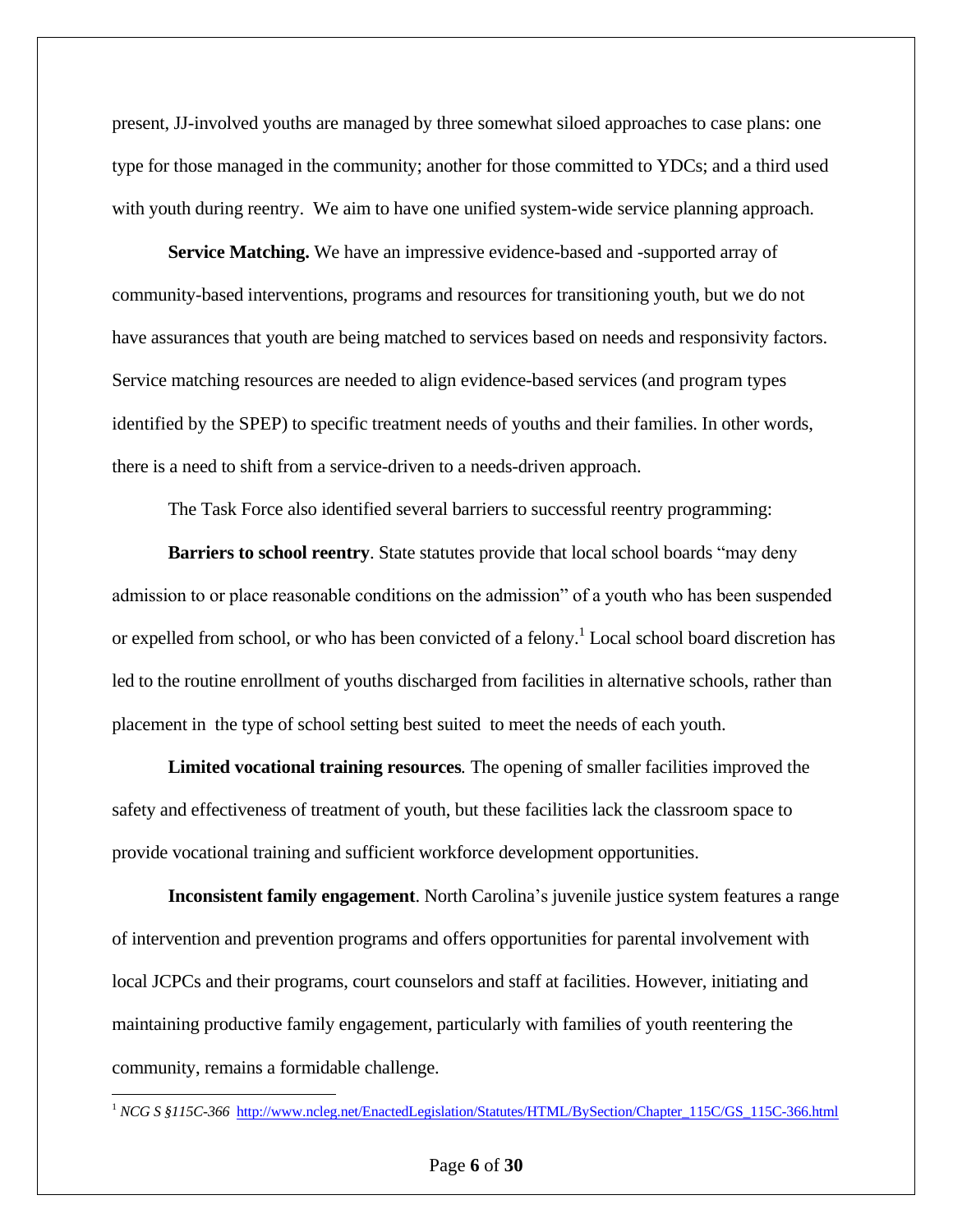present, JJ-involved youths are managed by three somewhat siloed approaches to case plans: one type for those managed in the community; another for those committed to YDCs; and a third used with youth during reentry. We aim to have one unified system-wide service planning approach.

**Service Matching.** We have an impressive evidence-based and -supported array of community-based interventions, programs and resources for transitioning youth, but we do not have assurances that youth are being matched to services based on needs and responsivity factors. Service matching resources are needed to align evidence-based services (and program types identified by the SPEP) to specific treatment needs of youths and their families. In other words, there is a need to shift from a service-driven to a needs-driven approach.

The Task Force also identified several barriers to successful reentry programming:

**Barriers to school reentry**. State statutes provide that local school boards "may deny admission to or place reasonable conditions on the admission" of a youth who has been suspended or expelled from school, or who has been convicted of a felony.[1] Local school board discretion has led to the routine enrollment of youths discharged from facilities in alternative schools, rather than placement in the type of school setting best suited to meet the needs of each youth.

**Limited vocational training resources***.* The opening of smaller facilities improved the safety and effectiveness of treatment of youth, but these facilities lack the classroom space to provide vocational training and sufficient workforce development opportunities.

**Inconsistent family engagement**. North Carolina's juvenile justice system features a range of intervention and prevention programs and offers opportunities for parental involvement with local JCPCs and their programs, court counselors and staff at facilities. However, initiating and maintaining productive family engagement, particularly with families of youth reentering the community, remains a formidable challenge.

---

[1] *NCG S §115C-366* http://www.ncleg.net/EnactedLegislation/Statutes/HTML/BySection/Chapter_115C/GS_115C-366.html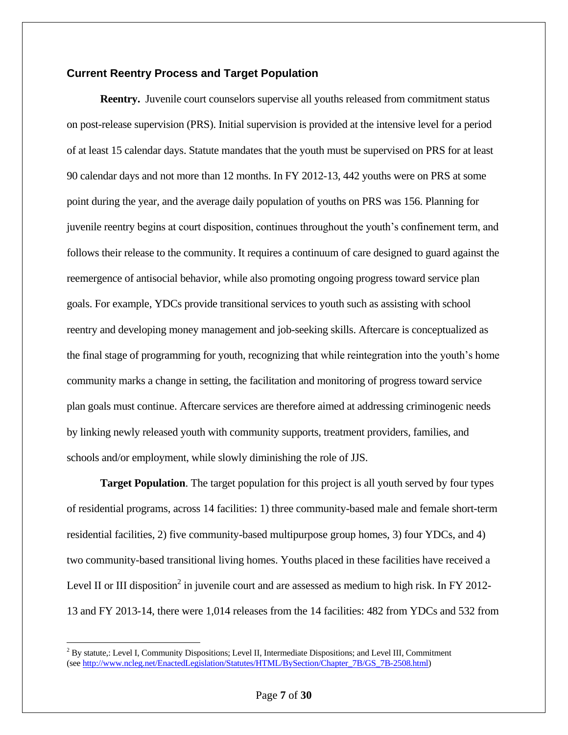## Current Reentry Process and Target Population

**Reentry.** Juvenile court counselors supervise all youths released from commitment status on post-release supervision (PRS). Initial supervision is provided at the intensive level for a period of at least 15 calendar days. Statute mandates that the youth must be supervised on PRS for at least 90 calendar days and not more than 12 months. In FY 2012-13, 442 youths were on PRS at some point during the year, and the average daily population of youths on PRS was 156. Planning for juvenile reentry begins at court disposition, continues throughout the youth's confinement term, and follows their release to the community. It requires a continuum of care designed to guard against the reemergence of antisocial behavior, while also promoting ongoing progress toward service plan goals. For example, YDCs provide transitional services to youth such as assisting with school reentry and developing money management and job-seeking skills. Aftercare is conceptualized as the final stage of programming for youth, recognizing that while reintegration into the youth's home community marks a change in setting, the facilitation and monitoring of progress toward service plan goals must continue. Aftercare services are therefore aimed at addressing criminogenic needs by linking newly released youth with community supports, treatment providers, families, and schools and/or employment, while slowly diminishing the role of JJS.

**Target Population**. The target population for this project is all youth served by four types of residential programs, across 14 facilities: 1) three community-based male and female short-term residential facilities, 2) five community-based multipurpose group homes, 3) four YDCs, and 4) two community-based transitional living homes. Youths placed in these facilities have received a Level II or III disposition[2] in juvenile court and are assessed as medium to high risk. In FY 2012-13 and FY 2013-14, there were 1,014 releases from the 14 facilities: 482 from YDCs and 532 from

---

[2] By statute,: Level I, Community Dispositions; Level II, Intermediate Dispositions; and Level III, Commitment (see http://www.ncleg.net/EnactedLegislation/Statutes/HTML/BySection/Chapter_7B/GS_7B-2508.html)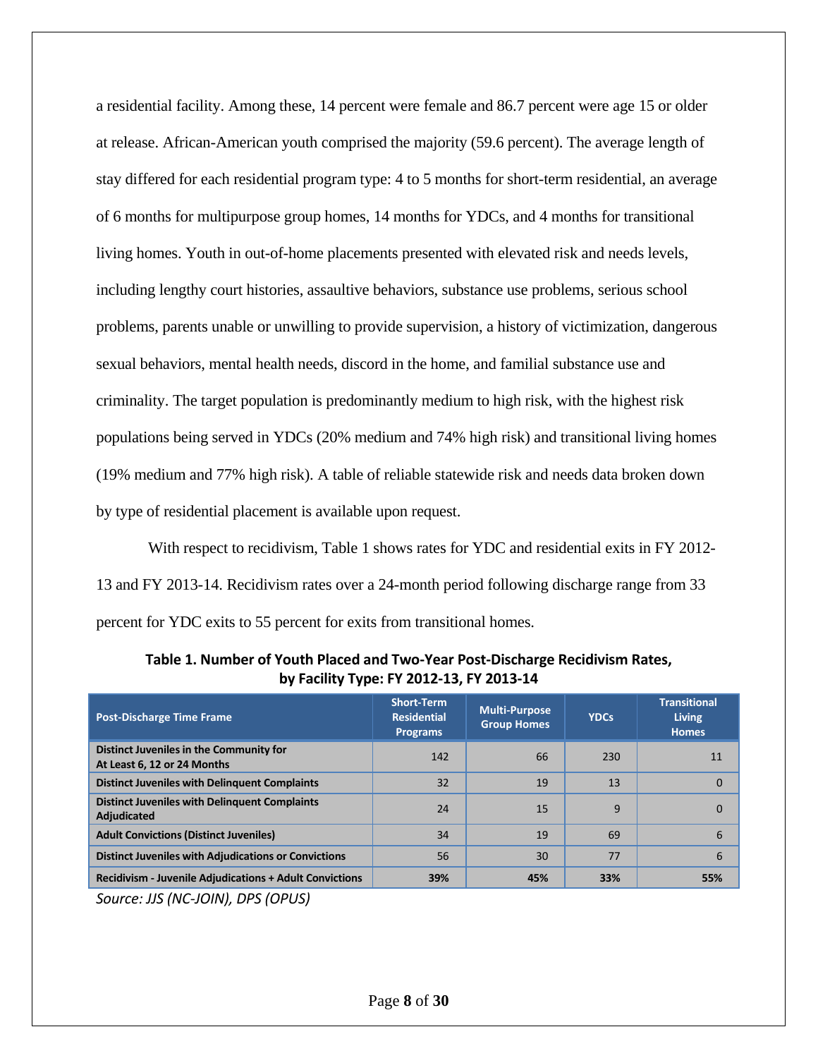a residential facility. Among these, 14 percent were female and 86.7 percent were age 15 or older at release. African-American youth comprised the majority (59.6 percent). The average length of stay differed for each residential program type: 4 to 5 months for short-term residential, an average of 6 months for multipurpose group homes, 14 months for YDCs, and 4 months for transitional living homes. Youth in out-of-home placements presented with elevated risk and needs levels, including lengthy court histories, assaultive behaviors, substance use problems, serious school problems, parents unable or unwilling to provide supervision, a history of victimization, dangerous sexual behaviors, mental health needs, discord in the home, and familial substance use and criminality. The target population is predominantly medium to high risk, with the highest risk populations being served in YDCs (20% medium and 74% high risk) and transitional living homes (19% medium and 77% high risk). A table of reliable statewide risk and needs data broken down by type of residential placement is available upon request.

With respect to recidivism, Table 1 shows rates for YDC and residential exits in FY 2012-13 and FY 2013-14. Recidivism rates over a 24-month period following discharge range from 33 percent for YDC exits to 55 percent for exits from transitional homes.

**Table 1. Number of Youth Placed and Two-Year Post-Discharge Recidivism Rates, by Facility Type: FY 2012-13, FY 2013-14**

| Post-Discharge Time Frame | Short-Term Residential Programs | Multi-Purpose Group Homes | YDCs | Transitional Living Homes |
|---|---|---|---|---|
| Distinct Juveniles in the Community for At Least 6, 12 or 24 Months | 142 | 66 | 230 | 11 |
| Distinct Juveniles with Delinquent Complaints | 32 | 19 | 13 | 0 |
| Distinct Juveniles with Delinquent Complaints Adjudicated | 24 | 15 | 9 | 0 |
| Adult Convictions (Distinct Juveniles) | 34 | 19 | 69 | 6 |
| Distinct Juveniles with Adjudications or Convictions | 56 | 30 | 77 | 6 |
| **Recidivism - Juvenile Adjudications + Adult Convictions** | **39%** | **45%** | **33%** | **55%** |

*Source: JJS (NC-JOIN), DPS (OPUS)*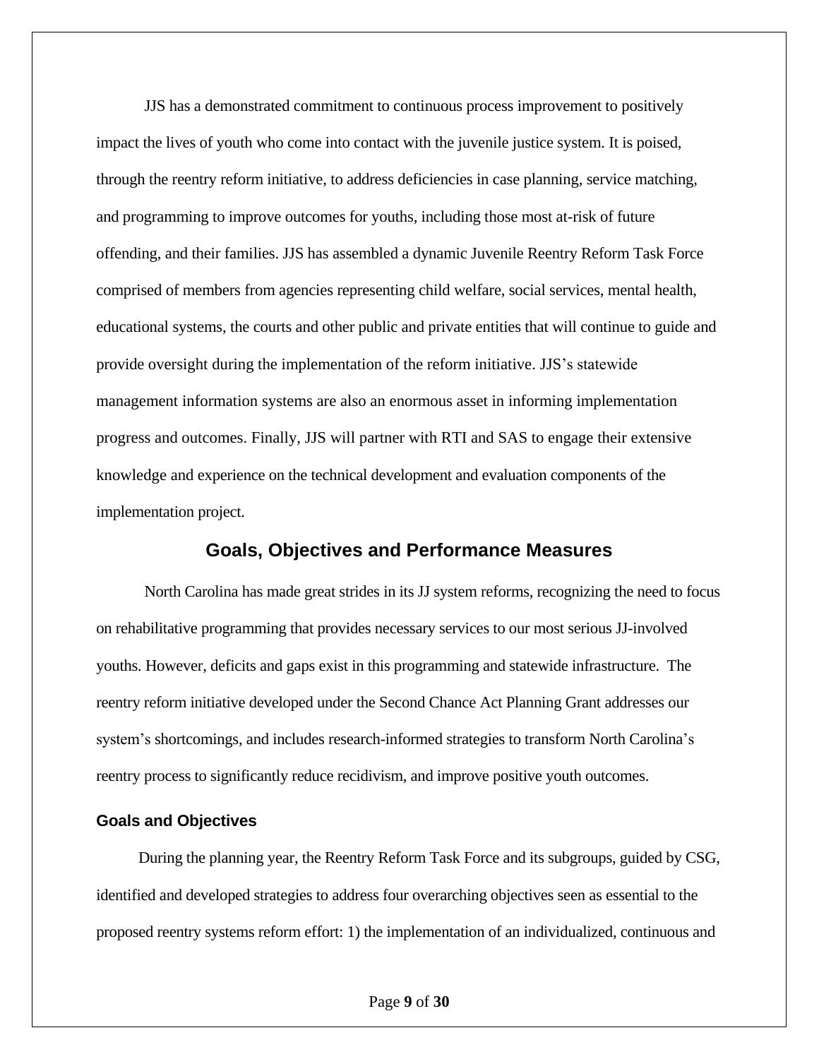JJS has a demonstrated commitment to continuous process improvement to positively impact the lives of youth who come into contact with the juvenile justice system. It is poised, through the reentry reform initiative, to address deficiencies in case planning, service matching, and programming to improve outcomes for youths, including those most at-risk of future offending, and their families. JJS has assembled a dynamic Juvenile Reentry Reform Task Force comprised of members from agencies representing child welfare, social services, mental health, educational systems, the courts and other public and private entities that will continue to guide and provide oversight during the implementation of the reform initiative. JJS's statewide management information systems are also an enormous asset in informing implementation progress and outcomes. Finally, JJS will partner with RTI and SAS to engage their extensive knowledge and experience on the technical development and evaluation components of the implementation project.

## Goals, Objectives and Performance Measures

North Carolina has made great strides in its JJ system reforms, recognizing the need to focus on rehabilitative programming that provides necessary services to our most serious JJ-involved youths. However, deficits and gaps exist in this programming and statewide infrastructure. The reentry reform initiative developed under the Second Chance Act Planning Grant addresses our system's shortcomings, and includes research-informed strategies to transform North Carolina's reentry process to significantly reduce recidivism, and improve positive youth outcomes.

### Goals and Objectives

During the planning year, the Reentry Reform Task Force and its subgroups, guided by CSG, identified and developed strategies to address four overarching objectives seen as essential to the proposed reentry systems reform effort: 1) the implementation of an individualized, continuous and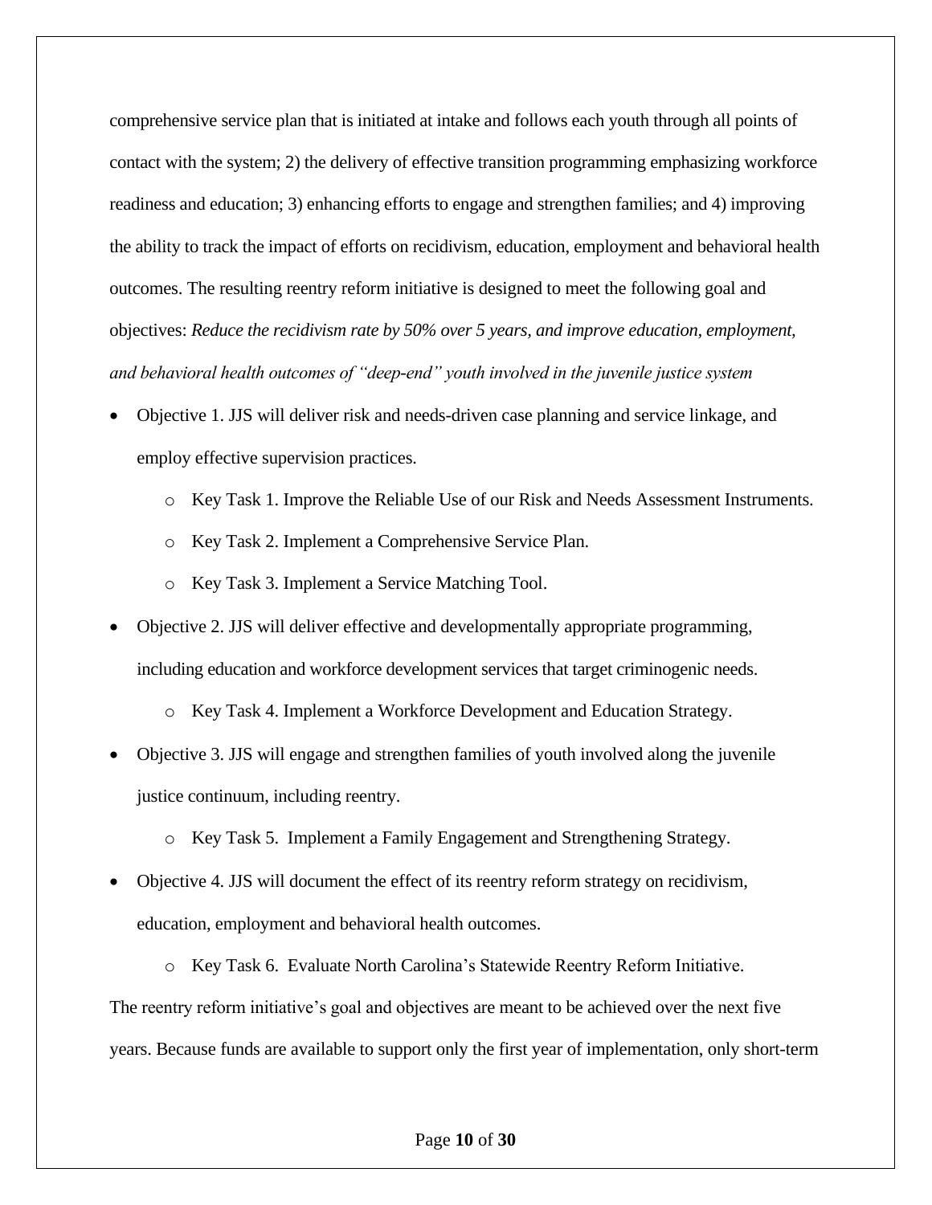comprehensive service plan that is initiated at intake and follows each youth through all points of contact with the system; 2) the delivery of effective transition programming emphasizing workforce readiness and education; 3) enhancing efforts to engage and strengthen families; and 4) improving the ability to track the impact of efforts on recidivism, education, employment and behavioral health outcomes. The resulting reentry reform initiative is designed to meet the following goal and objectives: *Reduce the recidivism rate by 50% over 5 years, and improve education, employment, and behavioral health outcomes of "deep-end" youth involved in the juvenile justice system*

- Objective 1. JJS will deliver risk and needs-driven case planning and service linkage, and employ effective supervision practices.
  - Key Task 1. Improve the Reliable Use of our Risk and Needs Assessment Instruments.
  - Key Task 2. Implement a Comprehensive Service Plan.
  - Key Task 3. Implement a Service Matching Tool.
- Objective 2. JJS will deliver effective and developmentally appropriate programming, including education and workforce development services that target criminogenic needs.
  - Key Task 4. Implement a Workforce Development and Education Strategy.
- Objective 3. JJS will engage and strengthen families of youth involved along the juvenile justice continuum, including reentry.
  - Key Task 5. Implement a Family Engagement and Strengthening Strategy.
- Objective 4. JJS will document the effect of its reentry reform strategy on recidivism, education, employment and behavioral health outcomes.
  - Key Task 6. Evaluate North Carolina's Statewide Reentry Reform Initiative.

The reentry reform initiative's goal and objectives are meant to be achieved over the next five years. Because funds are available to support only the first year of implementation, only short-term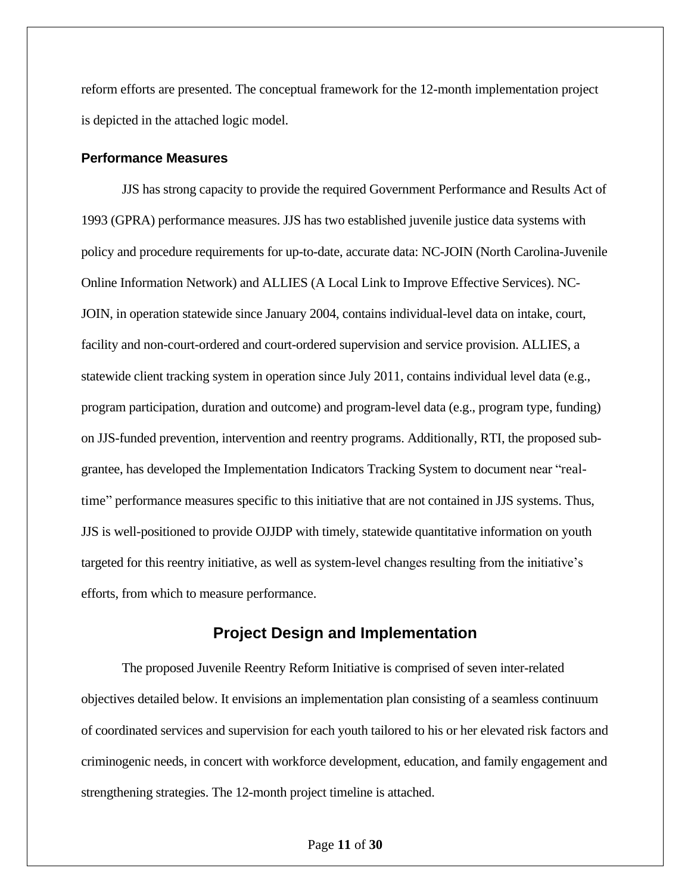reform efforts are presented. The conceptual framework for the 12-month implementation project is depicted in the attached logic model.

### Performance Measures

JJS has strong capacity to provide the required Government Performance and Results Act of 1993 (GPRA) performance measures. JJS has two established juvenile justice data systems with policy and procedure requirements for up-to-date, accurate data: NC-JOIN (North Carolina-Juvenile Online Information Network) and ALLIES (A Local Link to Improve Effective Services). NC-JOIN, in operation statewide since January 2004, contains individual-level data on intake, court, facility and non-court-ordered and court-ordered supervision and service provision. ALLIES, a statewide client tracking system in operation since July 2011, contains individual level data (e.g., program participation, duration and outcome) and program-level data (e.g., program type, funding) on JJS-funded prevention, intervention and reentry programs. Additionally, RTI, the proposed sub-grantee, has developed the Implementation Indicators Tracking System to document near "real-time" performance measures specific to this initiative that are not contained in JJS systems. Thus, JJS is well-positioned to provide OJJDP with timely, statewide quantitative information on youth targeted for this reentry initiative, as well as system-level changes resulting from the initiative's efforts, from which to measure performance.

## Project Design and Implementation

The proposed Juvenile Reentry Reform Initiative is comprised of seven inter-related objectives detailed below. It envisions an implementation plan consisting of a seamless continuum of coordinated services and supervision for each youth tailored to his or her elevated risk factors and criminogenic needs, in concert with workforce development, education, and family engagement and strengthening strategies. The 12-month project timeline is attached.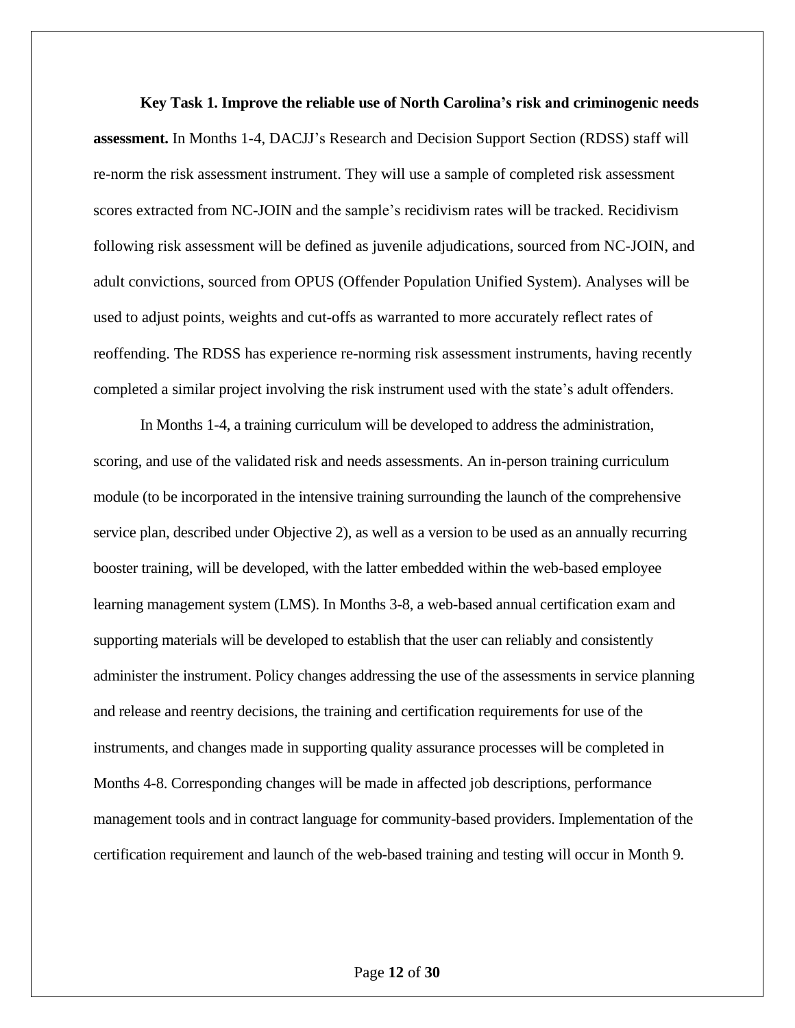**Key Task 1. Improve the reliable use of North Carolina's risk and criminogenic needs assessment.** In Months 1-4, DACJJ's Research and Decision Support Section (RDSS) staff will re-norm the risk assessment instrument. They will use a sample of completed risk assessment scores extracted from NC-JOIN and the sample's recidivism rates will be tracked. Recidivism following risk assessment will be defined as juvenile adjudications, sourced from NC-JOIN, and adult convictions, sourced from OPUS (Offender Population Unified System). Analyses will be used to adjust points, weights and cut-offs as warranted to more accurately reflect rates of reoffending. The RDSS has experience re-norming risk assessment instruments, having recently completed a similar project involving the risk instrument used with the state's adult offenders.

In Months 1-4, a training curriculum will be developed to address the administration, scoring, and use of the validated risk and needs assessments. An in-person training curriculum module (to be incorporated in the intensive training surrounding the launch of the comprehensive service plan, described under Objective 2), as well as a version to be used as an annually recurring booster training, will be developed, with the latter embedded within the web-based employee learning management system (LMS). In Months 3-8, a web-based annual certification exam and supporting materials will be developed to establish that the user can reliably and consistently administer the instrument. Policy changes addressing the use of the assessments in service planning and release and reentry decisions, the training and certification requirements for use of the instruments, and changes made in supporting quality assurance processes will be completed in Months 4-8. Corresponding changes will be made in affected job descriptions, performance management tools and in contract language for community-based providers. Implementation of the certification requirement and launch of the web-based training and testing will occur in Month 9.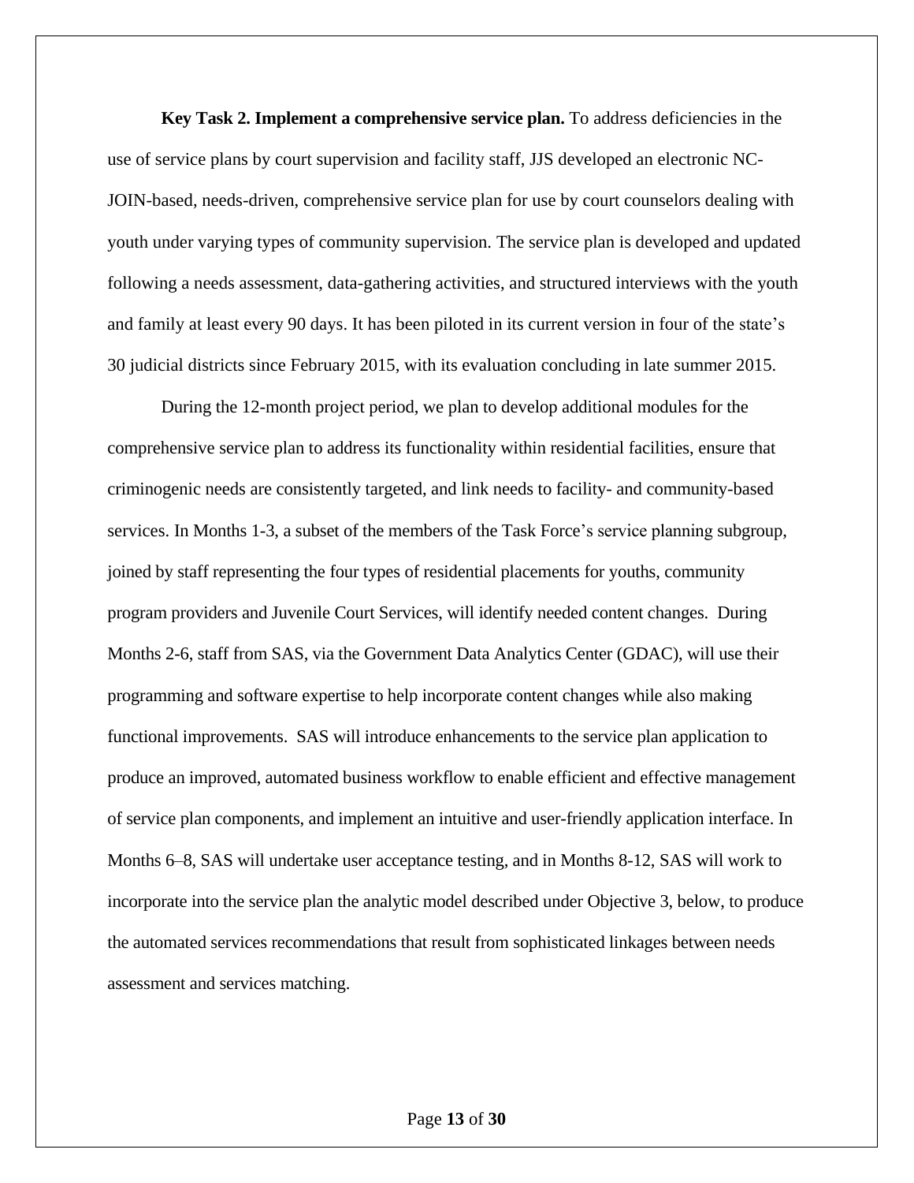**Key Task 2. Implement a comprehensive service plan.** To address deficiencies in the use of service plans by court supervision and facility staff, JJS developed an electronic NC-JOIN-based, needs-driven, comprehensive service plan for use by court counselors dealing with youth under varying types of community supervision. The service plan is developed and updated following a needs assessment, data-gathering activities, and structured interviews with the youth and family at least every 90 days. It has been piloted in its current version in four of the state's 30 judicial districts since February 2015, with its evaluation concluding in late summer 2015.

During the 12-month project period, we plan to develop additional modules for the comprehensive service plan to address its functionality within residential facilities, ensure that criminogenic needs are consistently targeted, and link needs to facility- and community-based services. In Months 1-3, a subset of the members of the Task Force's service planning subgroup, joined by staff representing the four types of residential placements for youths, community program providers and Juvenile Court Services, will identify needed content changes. During Months 2-6, staff from SAS, via the Government Data Analytics Center (GDAC), will use their programming and software expertise to help incorporate content changes while also making functional improvements. SAS will introduce enhancements to the service plan application to produce an improved, automated business workflow to enable efficient and effective management of service plan components, and implement an intuitive and user-friendly application interface. In Months 6–8, SAS will undertake user acceptance testing, and in Months 8-12, SAS will work to incorporate into the service plan the analytic model described under Objective 3, below, to produce the automated services recommendations that result from sophisticated linkages between needs assessment and services matching.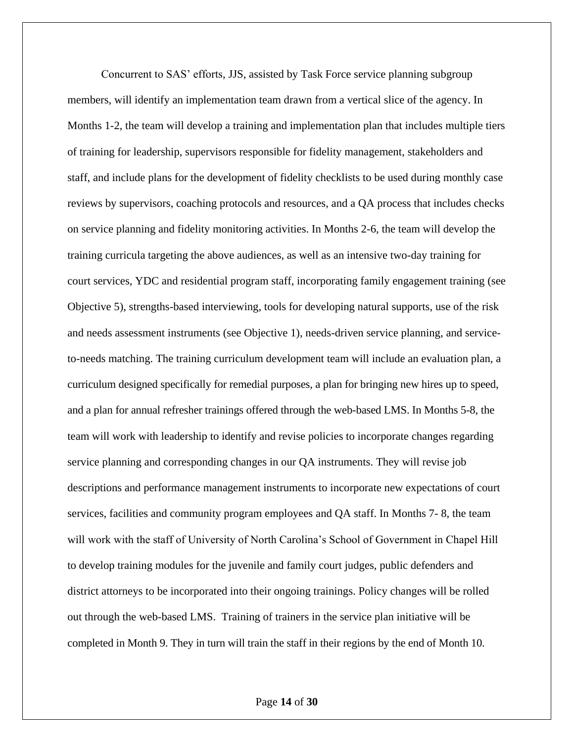Concurrent to SAS' efforts, JJS, assisted by Task Force service planning subgroup members, will identify an implementation team drawn from a vertical slice of the agency. In Months 1-2, the team will develop a training and implementation plan that includes multiple tiers of training for leadership, supervisors responsible for fidelity management, stakeholders and staff, and include plans for the development of fidelity checklists to be used during monthly case reviews by supervisors, coaching protocols and resources, and a QA process that includes checks on service planning and fidelity monitoring activities. In Months 2-6, the team will develop the training curricula targeting the above audiences, as well as an intensive two-day training for court services, YDC and residential program staff, incorporating family engagement training (see Objective 5), strengths-based interviewing, tools for developing natural supports, use of the risk and needs assessment instruments (see Objective 1), needs-driven service planning, and service-to-needs matching. The training curriculum development team will include an evaluation plan, a curriculum designed specifically for remedial purposes, a plan for bringing new hires up to speed, and a plan for annual refresher trainings offered through the web-based LMS. In Months 5-8, the team will work with leadership to identify and revise policies to incorporate changes regarding service planning and corresponding changes in our QA instruments. They will revise job descriptions and performance management instruments to incorporate new expectations of court services, facilities and community program employees and QA staff. In Months 7- 8, the team will work with the staff of University of North Carolina's School of Government in Chapel Hill to develop training modules for the juvenile and family court judges, public defenders and district attorneys to be incorporated into their ongoing trainings. Policy changes will be rolled out through the web-based LMS. Training of trainers in the service plan initiative will be completed in Month 9. They in turn will train the staff in their regions by the end of Month 10.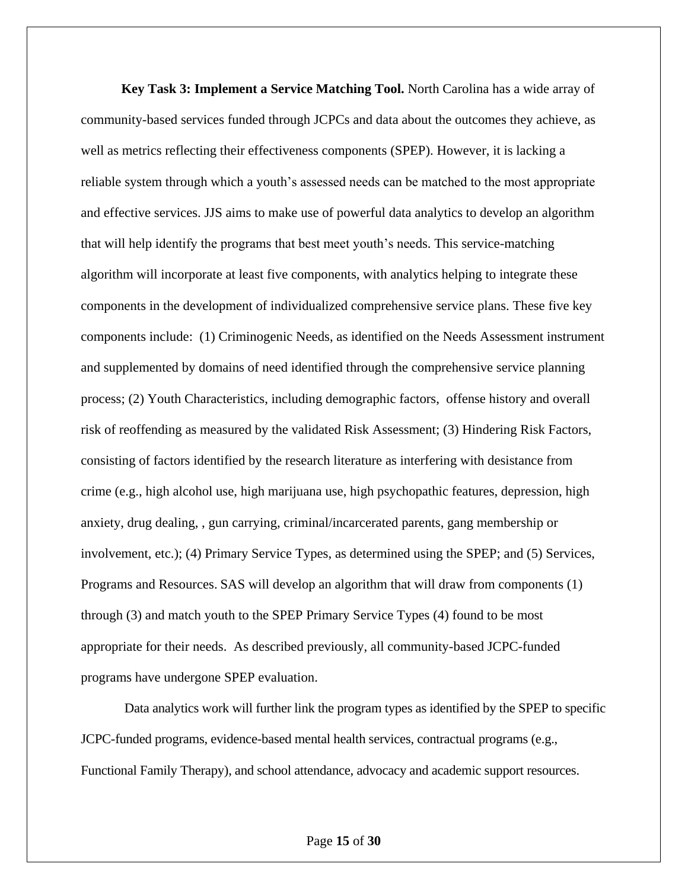**Key Task 3: Implement a Service Matching Tool.** North Carolina has a wide array of community-based services funded through JCPCs and data about the outcomes they achieve, as well as metrics reflecting their effectiveness components (SPEP). However, it is lacking a reliable system through which a youth's assessed needs can be matched to the most appropriate and effective services. JJS aims to make use of powerful data analytics to develop an algorithm that will help identify the programs that best meet youth's needs. This service-matching algorithm will incorporate at least five components, with analytics helping to integrate these components in the development of individualized comprehensive service plans. These five key components include: (1) Criminogenic Needs, as identified on the Needs Assessment instrument and supplemented by domains of need identified through the comprehensive service planning process; (2) Youth Characteristics, including demographic factors, offense history and overall risk of reoffending as measured by the validated Risk Assessment; (3) Hindering Risk Factors, consisting of factors identified by the research literature as interfering with desistance from crime (e.g., high alcohol use, high marijuana use, high psychopathic features, depression, high anxiety, drug dealing, , gun carrying, criminal/incarcerated parents, gang membership or involvement, etc.); (4) Primary Service Types, as determined using the SPEP; and (5) Services, Programs and Resources. SAS will develop an algorithm that will draw from components (1) through (3) and match youth to the SPEP Primary Service Types (4) found to be most appropriate for their needs. As described previously, all community-based JCPC-funded programs have undergone SPEP evaluation.

Data analytics work will further link the program types as identified by the SPEP to specific JCPC-funded programs, evidence-based mental health services, contractual programs (e.g., Functional Family Therapy), and school attendance, advocacy and academic support resources.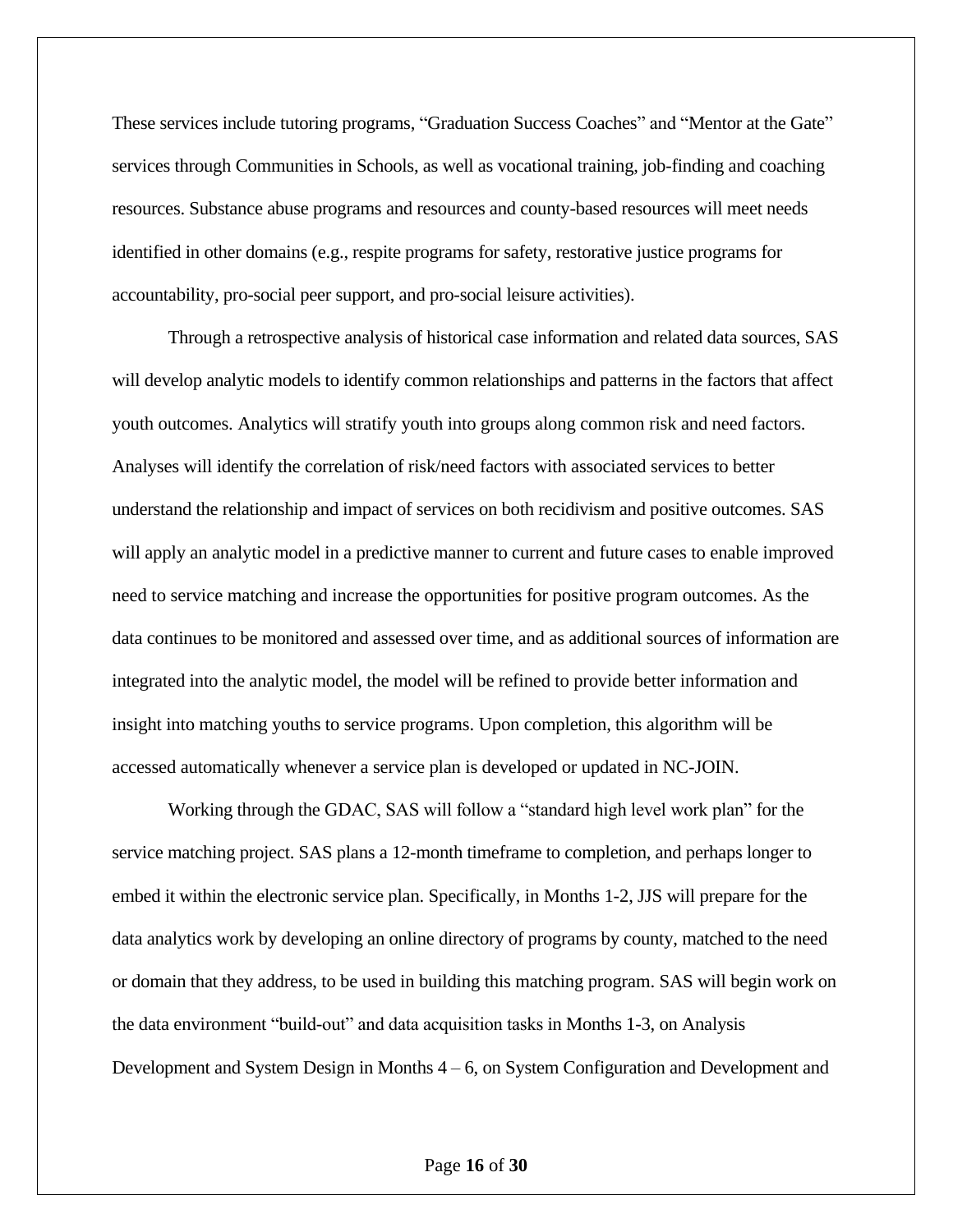These services include tutoring programs, "Graduation Success Coaches" and "Mentor at the Gate" services through Communities in Schools, as well as vocational training, job-finding and coaching resources. Substance abuse programs and resources and county-based resources will meet needs identified in other domains (e.g., respite programs for safety, restorative justice programs for accountability, pro-social peer support, and pro-social leisure activities).

Through a retrospective analysis of historical case information and related data sources, SAS will develop analytic models to identify common relationships and patterns in the factors that affect youth outcomes. Analytics will stratify youth into groups along common risk and need factors. Analyses will identify the correlation of risk/need factors with associated services to better understand the relationship and impact of services on both recidivism and positive outcomes. SAS will apply an analytic model in a predictive manner to current and future cases to enable improved need to service matching and increase the opportunities for positive program outcomes. As the data continues to be monitored and assessed over time, and as additional sources of information are integrated into the analytic model, the model will be refined to provide better information and insight into matching youths to service programs. Upon completion, this algorithm will be accessed automatically whenever a service plan is developed or updated in NC-JOIN.

Working through the GDAC, SAS will follow a "standard high level work plan" for the service matching project. SAS plans a 12-month timeframe to completion, and perhaps longer to embed it within the electronic service plan. Specifically, in Months 1-2, JJS will prepare for the data analytics work by developing an online directory of programs by county, matched to the need or domain that they address, to be used in building this matching program. SAS will begin work on the data environment "build-out" and data acquisition tasks in Months 1-3, on Analysis Development and System Design in Months 4 – 6, on System Configuration and Development and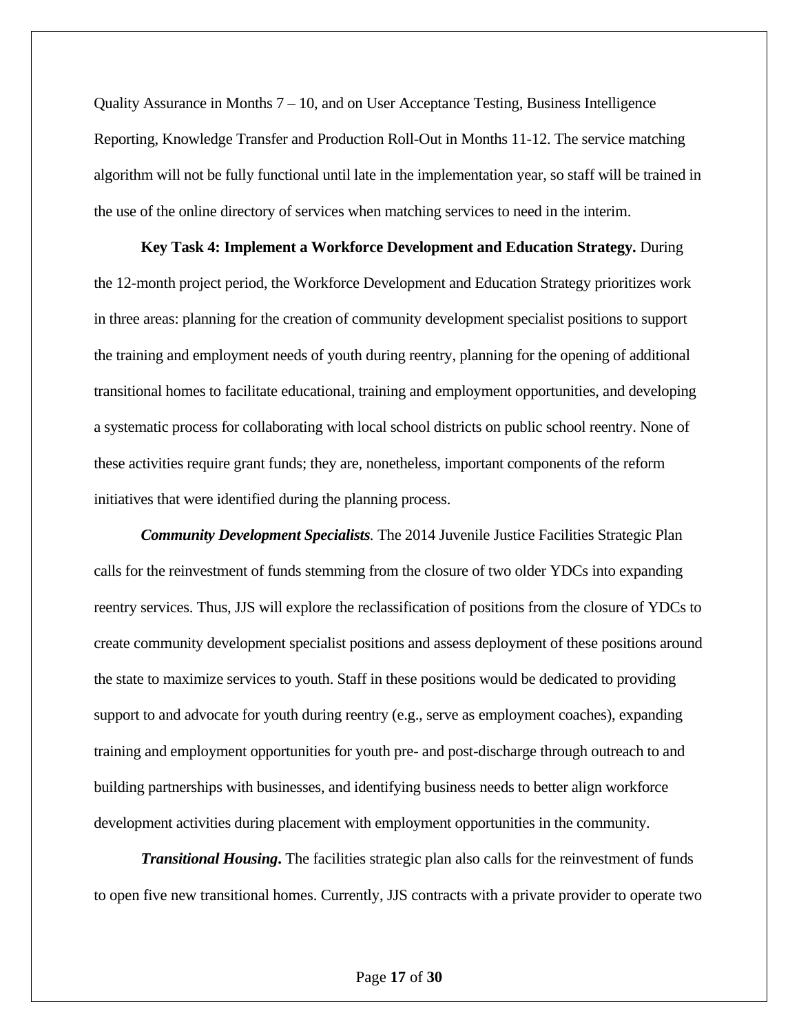Quality Assurance in Months 7 – 10, and on User Acceptance Testing, Business Intelligence Reporting, Knowledge Transfer and Production Roll-Out in Months 11-12. The service matching algorithm will not be fully functional until late in the implementation year, so staff will be trained in the use of the online directory of services when matching services to need in the interim.

**Key Task 4: Implement a Workforce Development and Education Strategy.** During the 12-month project period, the Workforce Development and Education Strategy prioritizes work in three areas: planning for the creation of community development specialist positions to support the training and employment needs of youth during reentry, planning for the opening of additional transitional homes to facilitate educational, training and employment opportunities, and developing a systematic process for collaborating with local school districts on public school reentry. None of these activities require grant funds; they are, nonetheless, important components of the reform initiatives that were identified during the planning process.

***Community Development Specialists.*** The 2014 Juvenile Justice Facilities Strategic Plan calls for the reinvestment of funds stemming from the closure of two older YDCs into expanding reentry services. Thus, JJS will explore the reclassification of positions from the closure of YDCs to create community development specialist positions and assess deployment of these positions around the state to maximize services to youth. Staff in these positions would be dedicated to providing support to and advocate for youth during reentry (e.g., serve as employment coaches), expanding training and employment opportunities for youth pre- and post-discharge through outreach to and building partnerships with businesses, and identifying business needs to better align workforce development activities during placement with employment opportunities in the community.

***Transitional Housing.*** The facilities strategic plan also calls for the reinvestment of funds to open five new transitional homes. Currently, JJS contracts with a private provider to operate two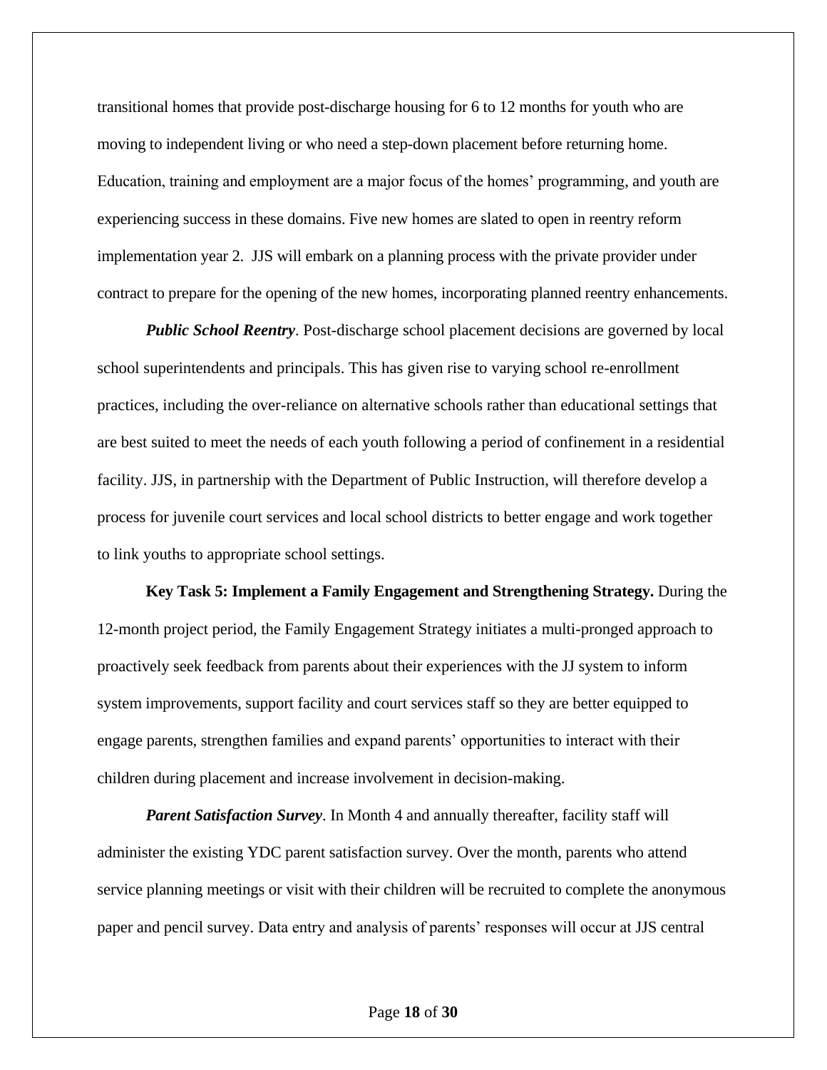transitional homes that provide post-discharge housing for 6 to 12 months for youth who are moving to independent living or who need a step-down placement before returning home. Education, training and employment are a major focus of the homes' programming, and youth are experiencing success in these domains. Five new homes are slated to open in reentry reform implementation year 2. JJS will embark on a planning process with the private provider under contract to prepare for the opening of the new homes, incorporating planned reentry enhancements.

***Public School Reentry***. Post-discharge school placement decisions are governed by local school superintendents and principals. This has given rise to varying school re-enrollment practices, including the over-reliance on alternative schools rather than educational settings that are best suited to meet the needs of each youth following a period of confinement in a residential facility. JJS, in partnership with the Department of Public Instruction, will therefore develop a process for juvenile court services and local school districts to better engage and work together to link youths to appropriate school settings.

**Key Task 5: Implement a Family Engagement and Strengthening Strategy.** During the 12-month project period, the Family Engagement Strategy initiates a multi-pronged approach to proactively seek feedback from parents about their experiences with the JJ system to inform system improvements, support facility and court services staff so they are better equipped to engage parents, strengthen families and expand parents' opportunities to interact with their children during placement and increase involvement in decision-making.

***Parent Satisfaction Survey***. In Month 4 and annually thereafter, facility staff will administer the existing YDC parent satisfaction survey. Over the month, parents who attend service planning meetings or visit with their children will be recruited to complete the anonymous paper and pencil survey. Data entry and analysis of parents' responses will occur at JJS central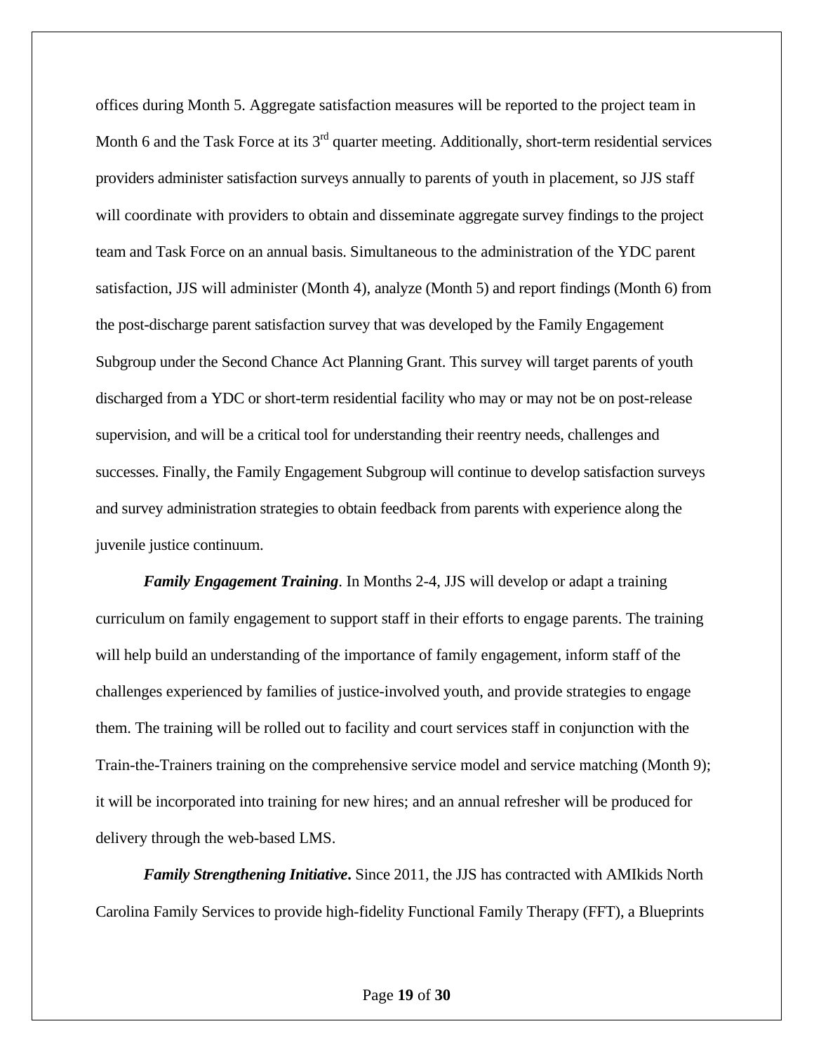offices during Month 5. Aggregate satisfaction measures will be reported to the project team in Month 6 and the Task Force at its 3rd quarter meeting. Additionally, short-term residential services providers administer satisfaction surveys annually to parents of youth in placement, so JJS staff will coordinate with providers to obtain and disseminate aggregate survey findings to the project team and Task Force on an annual basis. Simultaneous to the administration of the YDC parent satisfaction, JJS will administer (Month 4), analyze (Month 5) and report findings (Month 6) from the post-discharge parent satisfaction survey that was developed by the Family Engagement Subgroup under the Second Chance Act Planning Grant. This survey will target parents of youth discharged from a YDC or short-term residential facility who may or may not be on post-release supervision, and will be a critical tool for understanding their reentry needs, challenges and successes. Finally, the Family Engagement Subgroup will continue to develop satisfaction surveys and survey administration strategies to obtain feedback from parents with experience along the juvenile justice continuum.

***Family Engagement Training***. In Months 2-4, JJS will develop or adapt a training curriculum on family engagement to support staff in their efforts to engage parents. The training will help build an understanding of the importance of family engagement, inform staff of the challenges experienced by families of justice-involved youth, and provide strategies to engage them. The training will be rolled out to facility and court services staff in conjunction with the Train-the-Trainers training on the comprehensive service model and service matching (Month 9); it will be incorporated into training for new hires; and an annual refresher will be produced for delivery through the web-based LMS.

***Family Strengthening Initiative*.** Since 2011, the JJS has contracted with AMIkids North Carolina Family Services to provide high-fidelity Functional Family Therapy (FFT), a Blueprints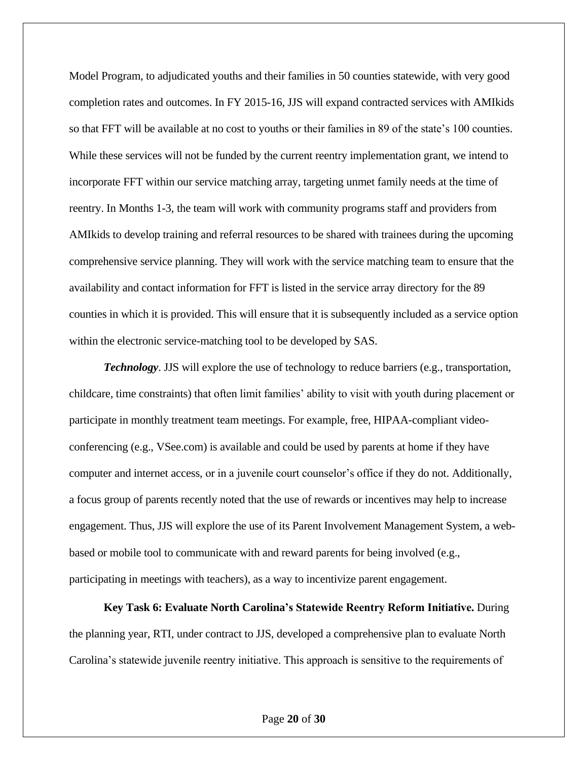Model Program, to adjudicated youths and their families in 50 counties statewide, with very good completion rates and outcomes. In FY 2015-16, JJS will expand contracted services with AMIkids so that FFT will be available at no cost to youths or their families in 89 of the state's 100 counties. While these services will not be funded by the current reentry implementation grant, we intend to incorporate FFT within our service matching array, targeting unmet family needs at the time of reentry. In Months 1-3, the team will work with community programs staff and providers from AMIkids to develop training and referral resources to be shared with trainees during the upcoming comprehensive service planning. They will work with the service matching team to ensure that the availability and contact information for FFT is listed in the service array directory for the 89 counties in which it is provided. This will ensure that it is subsequently included as a service option within the electronic service-matching tool to be developed by SAS.

***Technology***. JJS will explore the use of technology to reduce barriers (e.g., transportation, childcare, time constraints) that often limit families' ability to visit with youth during placement or participate in monthly treatment team meetings. For example, free, HIPAA-compliant video-conferencing (e.g., VSee.com) is available and could be used by parents at home if they have computer and internet access, or in a juvenile court counselor's office if they do not. Additionally, a focus group of parents recently noted that the use of rewards or incentives may help to increase engagement. Thus, JJS will explore the use of its Parent Involvement Management System, a web-based or mobile tool to communicate with and reward parents for being involved (e.g., participating in meetings with teachers), as a way to incentivize parent engagement.

**Key Task 6: Evaluate North Carolina's Statewide Reentry Reform Initiative.** During the planning year, RTI, under contract to JJS, developed a comprehensive plan to evaluate North Carolina's statewide juvenile reentry initiative. This approach is sensitive to the requirements of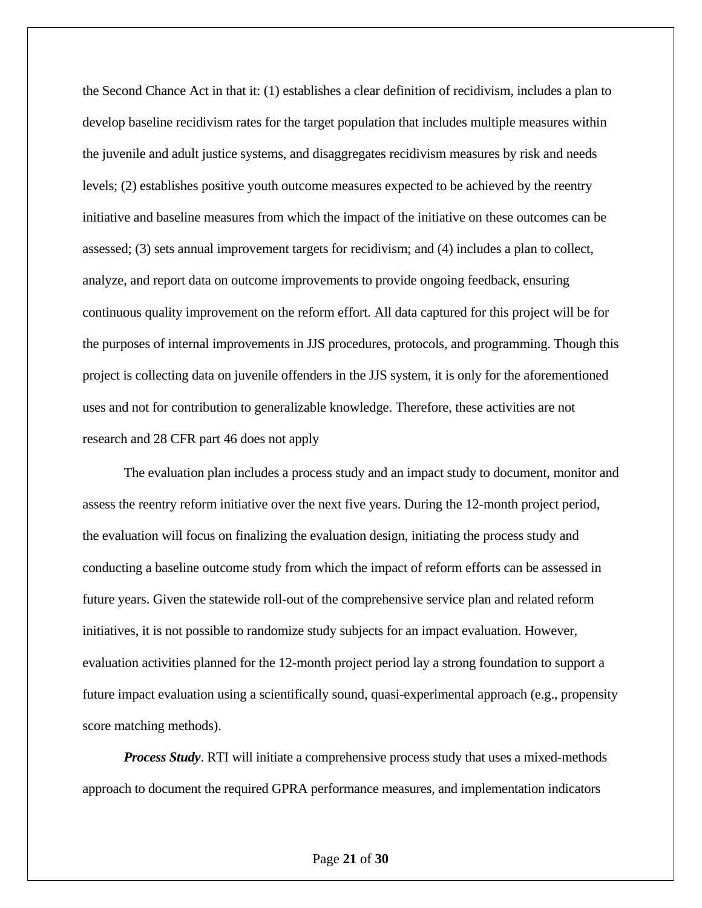the Second Chance Act in that it: (1) establishes a clear definition of recidivism, includes a plan to develop baseline recidivism rates for the target population that includes multiple measures within the juvenile and adult justice systems, and disaggregates recidivism measures by risk and needs levels; (2) establishes positive youth outcome measures expected to be achieved by the reentry initiative and baseline measures from which the impact of the initiative on these outcomes can be assessed; (3) sets annual improvement targets for recidivism; and (4) includes a plan to collect, analyze, and report data on outcome improvements to provide ongoing feedback, ensuring continuous quality improvement on the reform effort. All data captured for this project will be for the purposes of internal improvements in JJS procedures, protocols, and programming. Though this project is collecting data on juvenile offenders in the JJS system, it is only for the aforementioned uses and not for contribution to generalizable knowledge. Therefore, these activities are not research and 28 CFR part 46 does not apply

The evaluation plan includes a process study and an impact study to document, monitor and assess the reentry reform initiative over the next five years. During the 12-month project period, the evaluation will focus on finalizing the evaluation design, initiating the process study and conducting a baseline outcome study from which the impact of reform efforts can be assessed in future years. Given the statewide roll-out of the comprehensive service plan and related reform initiatives, it is not possible to randomize study subjects for an impact evaluation. However, evaluation activities planned for the 12-month project period lay a strong foundation to support a future impact evaluation using a scientifically sound, quasi-experimental approach (e.g., propensity score matching methods).

***Process Study***. RTI will initiate a comprehensive process study that uses a mixed-methods approach to document the required GPRA performance measures, and implementation indicators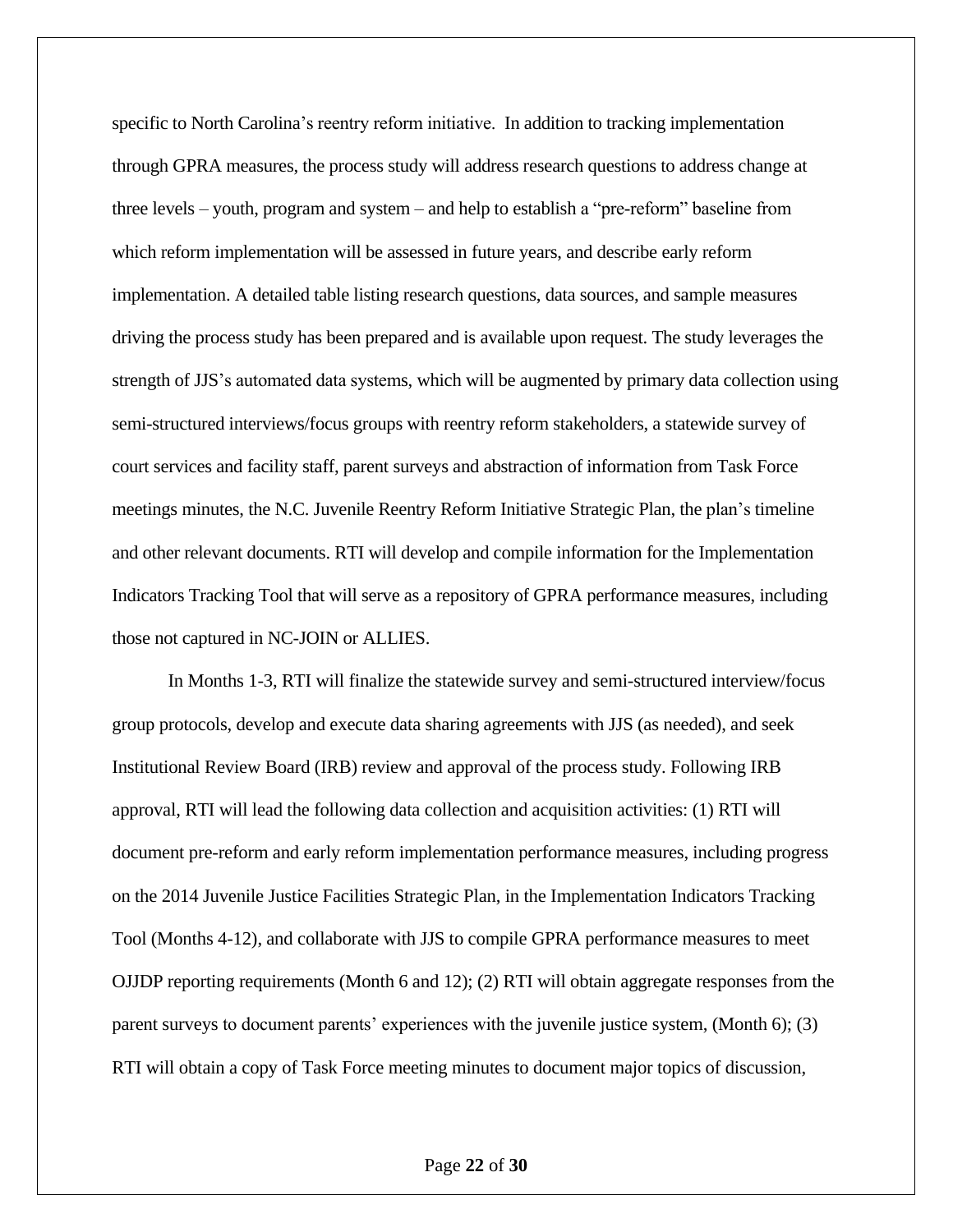specific to North Carolina's reentry reform initiative. In addition to tracking implementation through GPRA measures, the process study will address research questions to address change at three levels – youth, program and system – and help to establish a "pre-reform" baseline from which reform implementation will be assessed in future years, and describe early reform implementation. A detailed table listing research questions, data sources, and sample measures driving the process study has been prepared and is available upon request. The study leverages the strength of JJS's automated data systems, which will be augmented by primary data collection using semi-structured interviews/focus groups with reentry reform stakeholders, a statewide survey of court services and facility staff, parent surveys and abstraction of information from Task Force meetings minutes, the N.C. Juvenile Reentry Reform Initiative Strategic Plan, the plan's timeline and other relevant documents. RTI will develop and compile information for the Implementation Indicators Tracking Tool that will serve as a repository of GPRA performance measures, including those not captured in NC-JOIN or ALLIES.

In Months 1-3, RTI will finalize the statewide survey and semi-structured interview/focus group protocols, develop and execute data sharing agreements with JJS (as needed), and seek Institutional Review Board (IRB) review and approval of the process study. Following IRB approval, RTI will lead the following data collection and acquisition activities: (1) RTI will document pre-reform and early reform implementation performance measures, including progress on the 2014 Juvenile Justice Facilities Strategic Plan, in the Implementation Indicators Tracking Tool (Months 4-12), and collaborate with JJS to compile GPRA performance measures to meet OJJDP reporting requirements (Month 6 and 12); (2) RTI will obtain aggregate responses from the parent surveys to document parents' experiences with the juvenile justice system, (Month 6); (3) RTI will obtain a copy of Task Force meeting minutes to document major topics of discussion,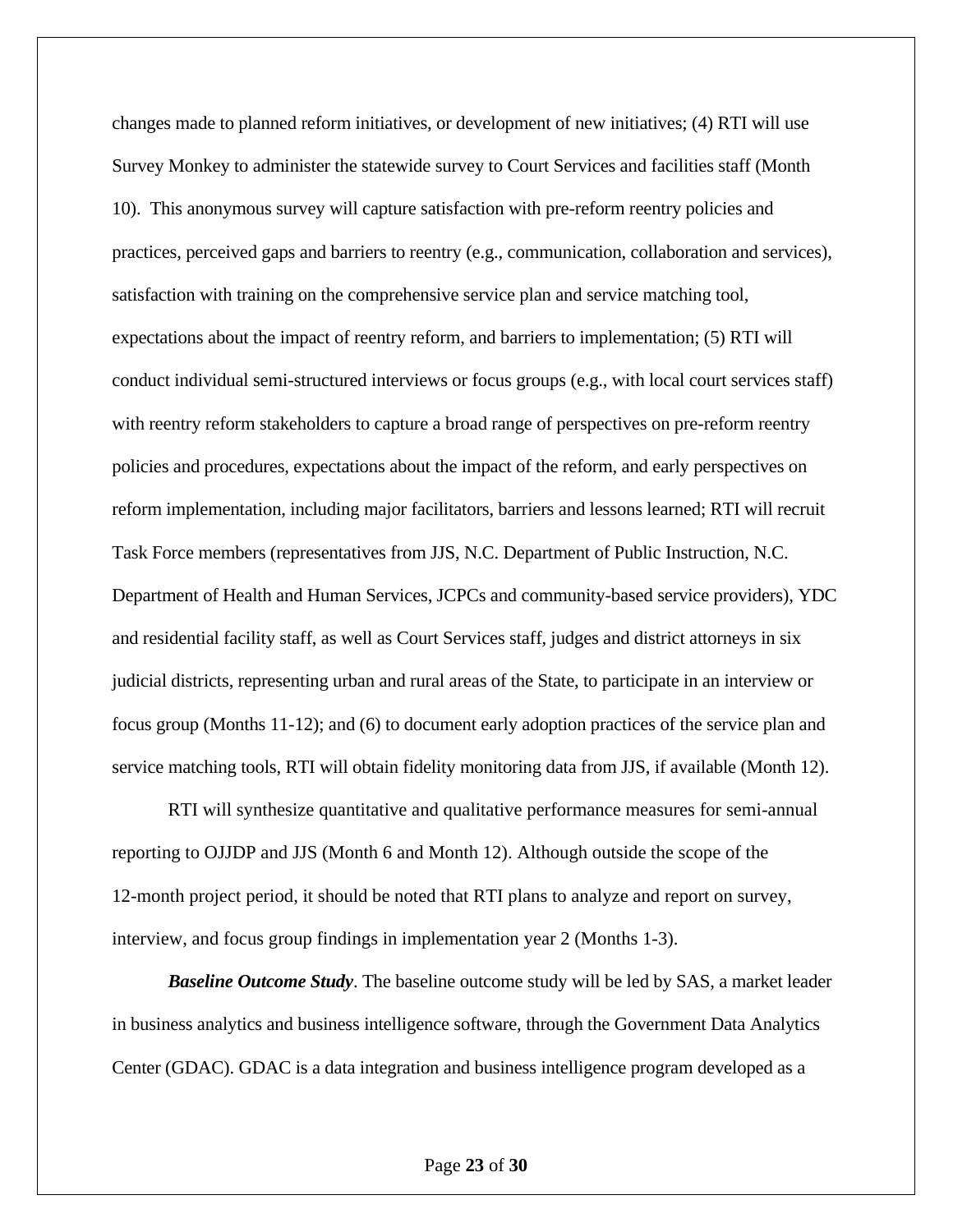changes made to planned reform initiatives, or development of new initiatives; (4) RTI will use Survey Monkey to administer the statewide survey to Court Services and facilities staff (Month 10). This anonymous survey will capture satisfaction with pre-reform reentry policies and practices, perceived gaps and barriers to reentry (e.g., communication, collaboration and services), satisfaction with training on the comprehensive service plan and service matching tool, expectations about the impact of reentry reform, and barriers to implementation; (5) RTI will conduct individual semi-structured interviews or focus groups (e.g., with local court services staff) with reentry reform stakeholders to capture a broad range of perspectives on pre-reform reentry policies and procedures, expectations about the impact of the reform, and early perspectives on reform implementation, including major facilitators, barriers and lessons learned; RTI will recruit Task Force members (representatives from JJS, N.C. Department of Public Instruction, N.C. Department of Health and Human Services, JCPCs and community-based service providers), YDC and residential facility staff, as well as Court Services staff, judges and district attorneys in six judicial districts, representing urban and rural areas of the State, to participate in an interview or focus group (Months 11-12); and (6) to document early adoption practices of the service plan and service matching tools, RTI will obtain fidelity monitoring data from JJS, if available (Month 12).

RTI will synthesize quantitative and qualitative performance measures for semi-annual reporting to OJJDP and JJS (Month 6 and Month 12). Although outside the scope of the 12-month project period, it should be noted that RTI plans to analyze and report on survey, interview, and focus group findings in implementation year 2 (Months 1-3).

***Baseline Outcome Study***. The baseline outcome study will be led by SAS, a market leader in business analytics and business intelligence software, through the Government Data Analytics Center (GDAC). GDAC is a data integration and business intelligence program developed as a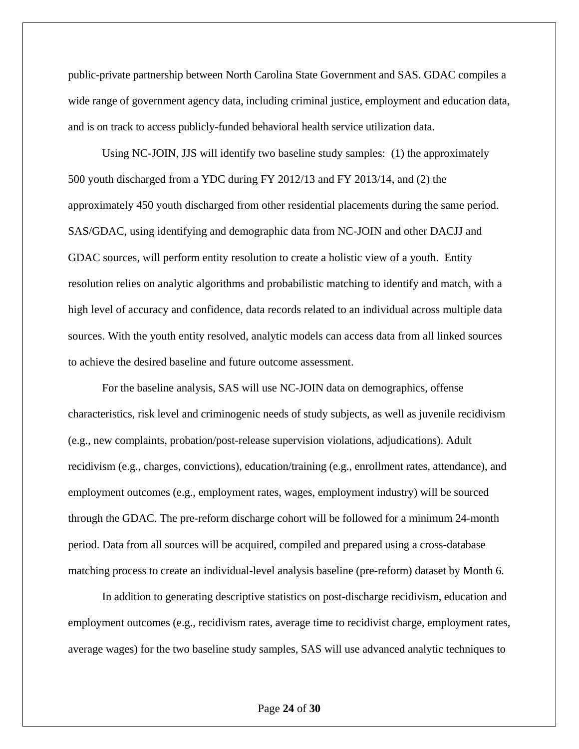public-private partnership between North Carolina State Government and SAS. GDAC compiles a wide range of government agency data, including criminal justice, employment and education data, and is on track to access publicly-funded behavioral health service utilization data.

Using NC-JOIN, JJS will identify two baseline study samples: (1) the approximately 500 youth discharged from a YDC during FY 2012/13 and FY 2013/14, and (2) the approximately 450 youth discharged from other residential placements during the same period. SAS/GDAC, using identifying and demographic data from NC-JOIN and other DACJJ and GDAC sources, will perform entity resolution to create a holistic view of a youth. Entity resolution relies on analytic algorithms and probabilistic matching to identify and match, with a high level of accuracy and confidence, data records related to an individual across multiple data sources. With the youth entity resolved, analytic models can access data from all linked sources to achieve the desired baseline and future outcome assessment.

For the baseline analysis, SAS will use NC-JOIN data on demographics, offense characteristics, risk level and criminogenic needs of study subjects, as well as juvenile recidivism (e.g., new complaints, probation/post-release supervision violations, adjudications). Adult recidivism (e.g., charges, convictions), education/training (e.g., enrollment rates, attendance), and employment outcomes (e.g., employment rates, wages, employment industry) will be sourced through the GDAC. The pre-reform discharge cohort will be followed for a minimum 24-month period. Data from all sources will be acquired, compiled and prepared using a cross-database matching process to create an individual-level analysis baseline (pre-reform) dataset by Month 6.

In addition to generating descriptive statistics on post-discharge recidivism, education and employment outcomes (e.g., recidivism rates, average time to recidivist charge, employment rates, average wages) for the two baseline study samples, SAS will use advanced analytic techniques to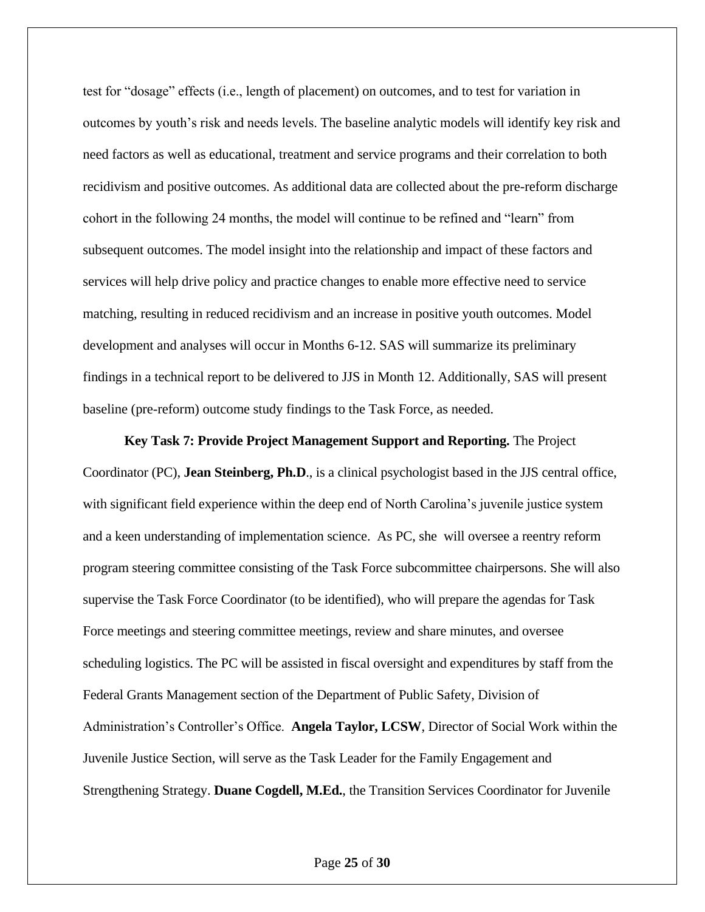test for "dosage" effects (i.e., length of placement) on outcomes, and to test for variation in outcomes by youth's risk and needs levels. The baseline analytic models will identify key risk and need factors as well as educational, treatment and service programs and their correlation to both recidivism and positive outcomes. As additional data are collected about the pre-reform discharge cohort in the following 24 months, the model will continue to be refined and "learn" from subsequent outcomes. The model insight into the relationship and impact of these factors and services will help drive policy and practice changes to enable more effective need to service matching, resulting in reduced recidivism and an increase in positive youth outcomes. Model development and analyses will occur in Months 6-12. SAS will summarize its preliminary findings in a technical report to be delivered to JJS in Month 12. Additionally, SAS will present baseline (pre-reform) outcome study findings to the Task Force, as needed.

**Key Task 7: Provide Project Management Support and Reporting.** The Project Coordinator (PC), **Jean Steinberg, Ph.D**., is a clinical psychologist based in the JJS central office, with significant field experience within the deep end of North Carolina's juvenile justice system and a keen understanding of implementation science. As PC, she will oversee a reentry reform program steering committee consisting of the Task Force subcommittee chairpersons. She will also supervise the Task Force Coordinator (to be identified), who will prepare the agendas for Task Force meetings and steering committee meetings, review and share minutes, and oversee scheduling logistics. The PC will be assisted in fiscal oversight and expenditures by staff from the Federal Grants Management section of the Department of Public Safety, Division of Administration's Controller's Office. **Angela Taylor, LCSW**, Director of Social Work within the Juvenile Justice Section, will serve as the Task Leader for the Family Engagement and Strengthening Strategy. **Duane Cogdell, M.Ed.**, the Transition Services Coordinator for Juvenile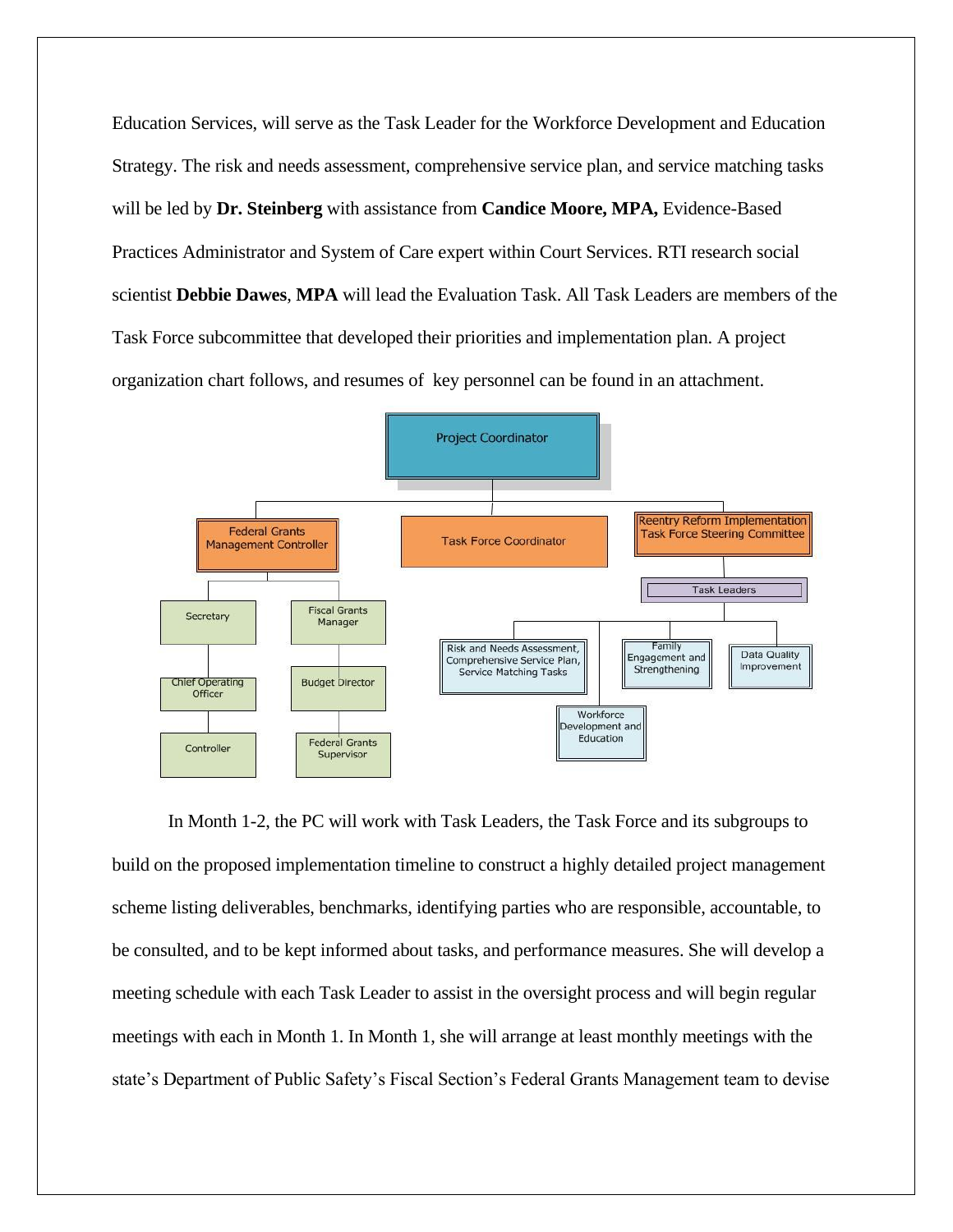Education Services, will serve as the Task Leader for the Workforce Development and Education Strategy. The risk and needs assessment, comprehensive service plan, and service matching tasks will be led by **Dr. Steinberg** with assistance from **Candice Moore, MPA,** Evidence-Based Practices Administrator and System of Care expert within Court Services. RTI research social scientist **Debbie Dawes**, **MPA** will lead the Evaluation Task. All Task Leaders are members of the Task Force subcommittee that developed their priorities and implementation plan. A project organization chart follows, and resumes of key personnel can be found in an attachment.

- Project Coordinator
  - Federal Grants Management Controller
    - Secretary
      - Chief Operating Officer
        - Controller
    - Fiscal Grants Manager
      - Budget Director
        - Federal Grants Supervisor
  - Task Force Coordinator
  - Reentry Reform Implementation Task Force Steering Committee
    - Task Leaders
      - Risk and Needs Assessment, Comprehensive Service Plan, Service Matching Tasks
      - Workforce Development and Education
      - Family Engagement and Strengthening
      - Data Quality Improvement

In Month 1-2, the PC will work with Task Leaders, the Task Force and its subgroups to build on the proposed implementation timeline to construct a highly detailed project management scheme listing deliverables, benchmarks, identifying parties who are responsible, accountable, to be consulted, and to be kept informed about tasks, and performance measures. She will develop a meeting schedule with each Task Leader to assist in the oversight process and will begin regular meetings with each in Month 1. In Month 1, she will arrange at least monthly meetings with the state's Department of Public Safety's Fiscal Section's Federal Grants Management team to devise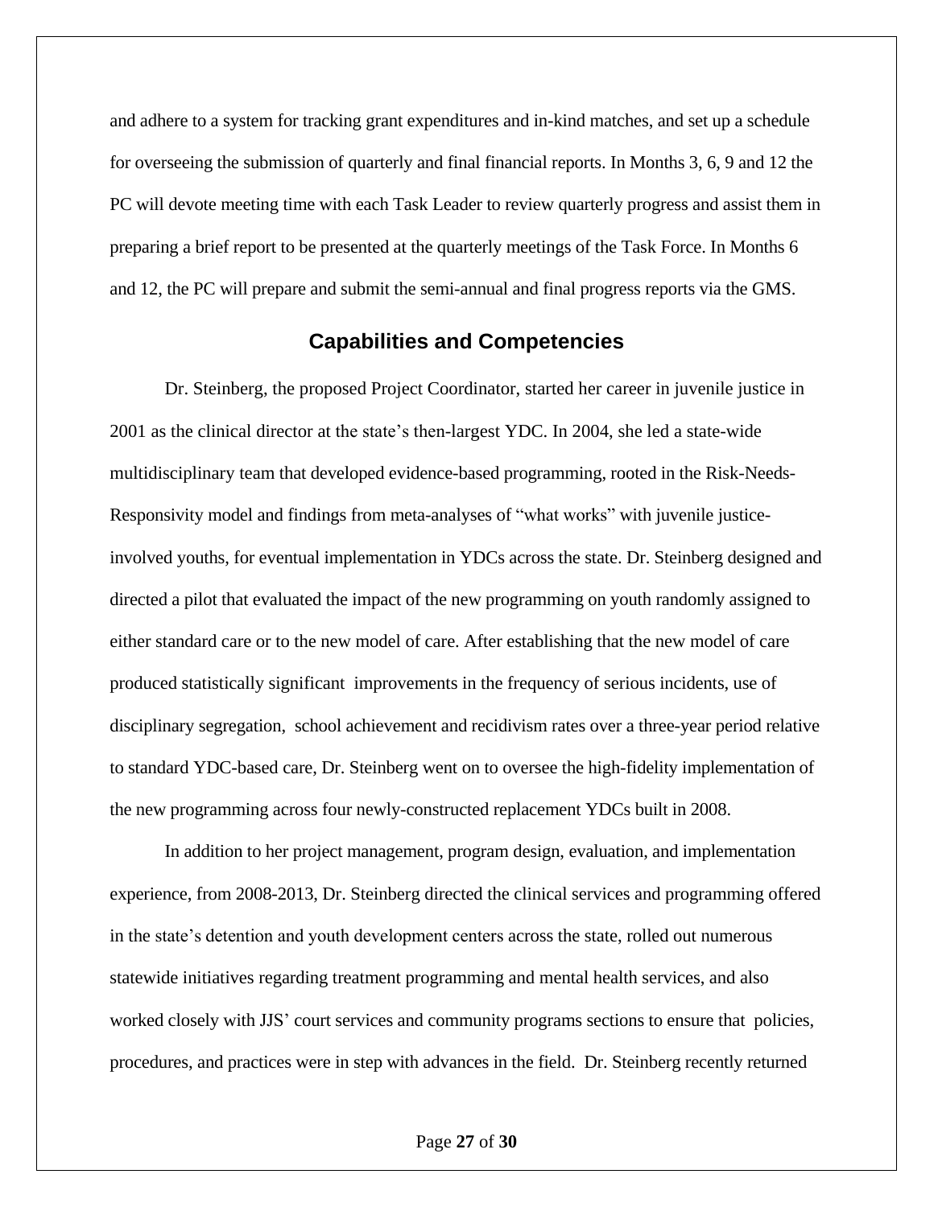and adhere to a system for tracking grant expenditures and in-kind matches, and set up a schedule for overseeing the submission of quarterly and final financial reports. In Months 3, 6, 9 and 12 the PC will devote meeting time with each Task Leader to review quarterly progress and assist them in preparing a brief report to be presented at the quarterly meetings of the Task Force. In Months 6 and 12, the PC will prepare and submit the semi-annual and final progress reports via the GMS.

## Capabilities and Competencies

Dr. Steinberg, the proposed Project Coordinator, started her career in juvenile justice in 2001 as the clinical director at the state's then-largest YDC. In 2004, she led a state-wide multidisciplinary team that developed evidence-based programming, rooted in the Risk-Needs-Responsivity model and findings from meta-analyses of "what works" with juvenile justice-involved youths, for eventual implementation in YDCs across the state. Dr. Steinberg designed and directed a pilot that evaluated the impact of the new programming on youth randomly assigned to either standard care or to the new model of care. After establishing that the new model of care produced statistically significant improvements in the frequency of serious incidents, use of disciplinary segregation, school achievement and recidivism rates over a three-year period relative to standard YDC-based care, Dr. Steinberg went on to oversee the high-fidelity implementation of the new programming across four newly-constructed replacement YDCs built in 2008.

In addition to her project management, program design, evaluation, and implementation experience, from 2008-2013, Dr. Steinberg directed the clinical services and programming offered in the state's detention and youth development centers across the state, rolled out numerous statewide initiatives regarding treatment programming and mental health services, and also worked closely with JJS' court services and community programs sections to ensure that policies, procedures, and practices were in step with advances in the field. Dr. Steinberg recently returned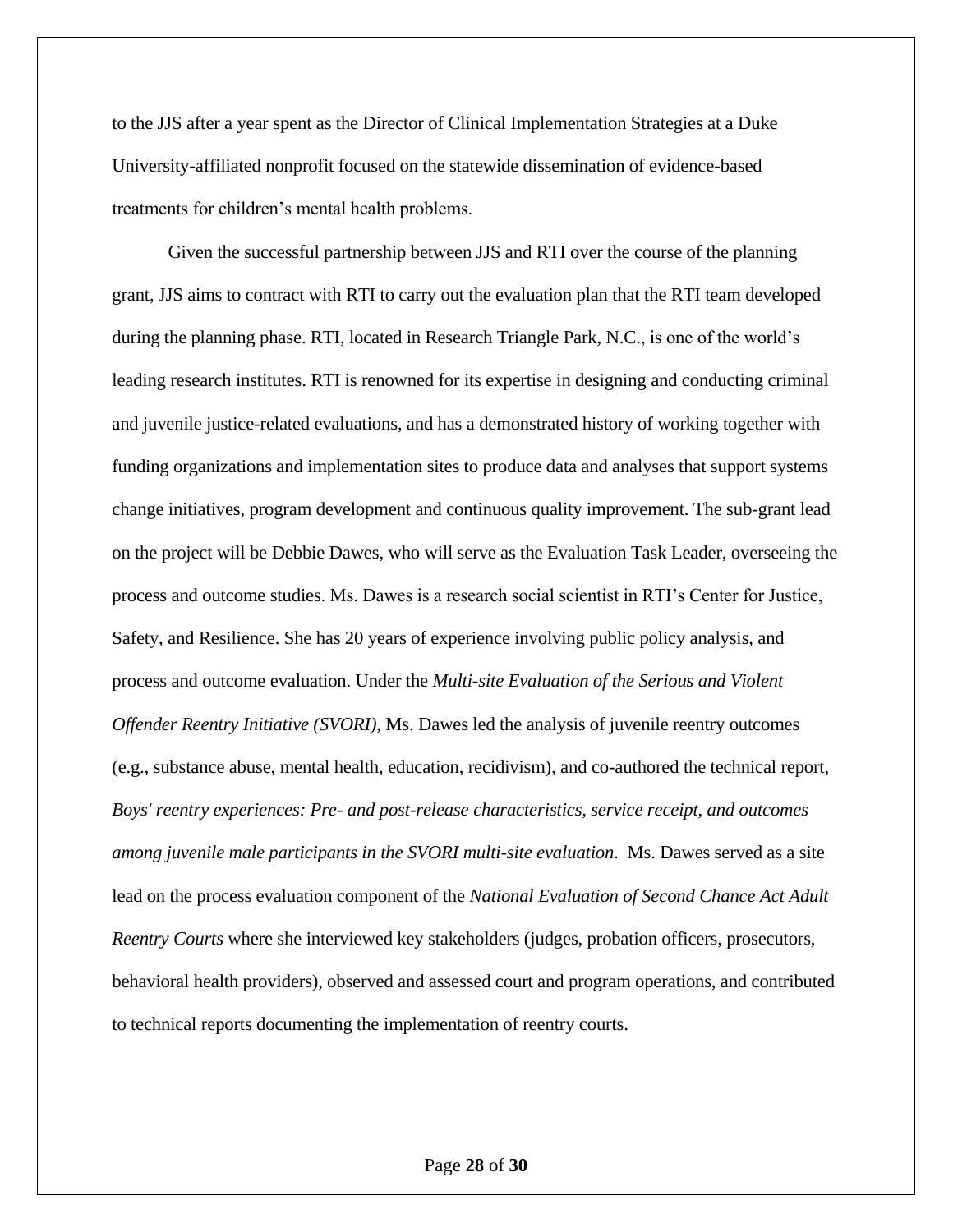to the JJS after a year spent as the Director of Clinical Implementation Strategies at a Duke University-affiliated nonprofit focused on the statewide dissemination of evidence-based treatments for children's mental health problems.

Given the successful partnership between JJS and RTI over the course of the planning grant, JJS aims to contract with RTI to carry out the evaluation plan that the RTI team developed during the planning phase. RTI, located in Research Triangle Park, N.C., is one of the world's leading research institutes. RTI is renowned for its expertise in designing and conducting criminal and juvenile justice-related evaluations, and has a demonstrated history of working together with funding organizations and implementation sites to produce data and analyses that support systems change initiatives, program development and continuous quality improvement. The sub-grant lead on the project will be Debbie Dawes, who will serve as the Evaluation Task Leader, overseeing the process and outcome studies. Ms. Dawes is a research social scientist in RTI's Center for Justice, Safety, and Resilience. She has 20 years of experience involving public policy analysis, and process and outcome evaluation. Under the *Multi-site Evaluation of the Serious and Violent Offender Reentry Initiative (SVORI),* Ms. Dawes led the analysis of juvenile reentry outcomes (e.g., substance abuse, mental health, education, recidivism), and co-authored the technical report, *Boys' reentry experiences: Pre- and post-release characteristics, service receipt, and outcomes among juvenile male participants in the SVORI multi-site evaluation.* Ms. Dawes served as a site lead on the process evaluation component of the *National Evaluation of Second Chance Act Adult Reentry Courts* where she interviewed key stakeholders (judges, probation officers, prosecutors, behavioral health providers), observed and assessed court and program operations, and contributed to technical reports documenting the implementation of reentry courts.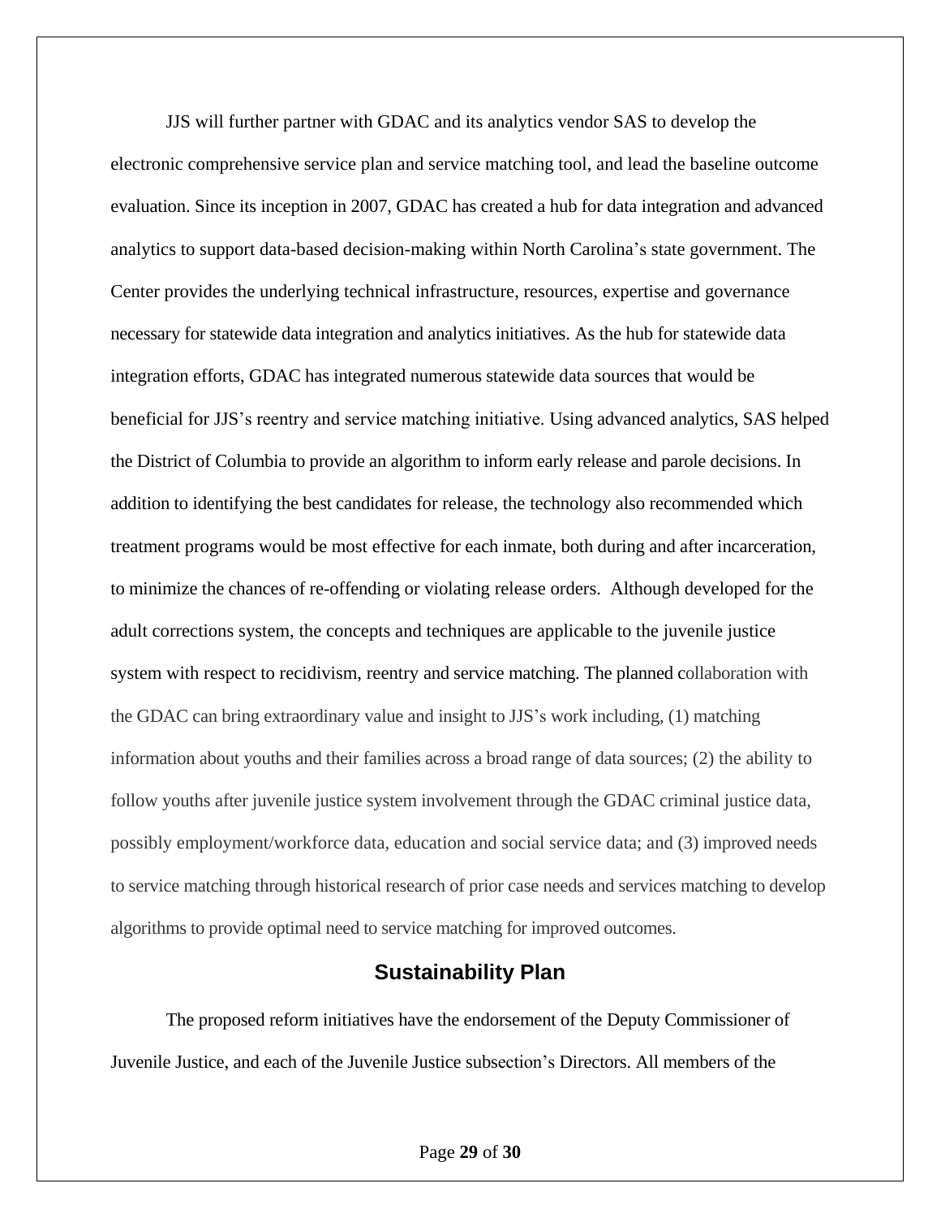JJS will further partner with GDAC and its analytics vendor SAS to develop the electronic comprehensive service plan and service matching tool, and lead the baseline outcome evaluation. Since its inception in 2007, GDAC has created a hub for data integration and advanced analytics to support data-based decision-making within North Carolina's state government. The Center provides the underlying technical infrastructure, resources, expertise and governance necessary for statewide data integration and analytics initiatives. As the hub for statewide data integration efforts, GDAC has integrated numerous statewide data sources that would be beneficial for JJS's reentry and service matching initiative. Using advanced analytics, SAS helped the District of Columbia to provide an algorithm to inform early release and parole decisions. In addition to identifying the best candidates for release, the technology also recommended which treatment programs would be most effective for each inmate, both during and after incarceration, to minimize the chances of re-offending or violating release orders. Although developed for the adult corrections system, the concepts and techniques are applicable to the juvenile justice system with respect to recidivism, reentry and service matching. The planned collaboration with the GDAC can bring extraordinary value and insight to JJS's work including, (1) matching information about youths and their families across a broad range of data sources; (2) the ability to follow youths after juvenile justice system involvement through the GDAC criminal justice data, possibly employment/workforce data, education and social service data; and (3) improved needs to service matching through historical research of prior case needs and services matching to develop algorithms to provide optimal need to service matching for improved outcomes.

## Sustainability Plan

The proposed reform initiatives have the endorsement of the Deputy Commissioner of Juvenile Justice, and each of the Juvenile Justice subsection's Directors. All members of the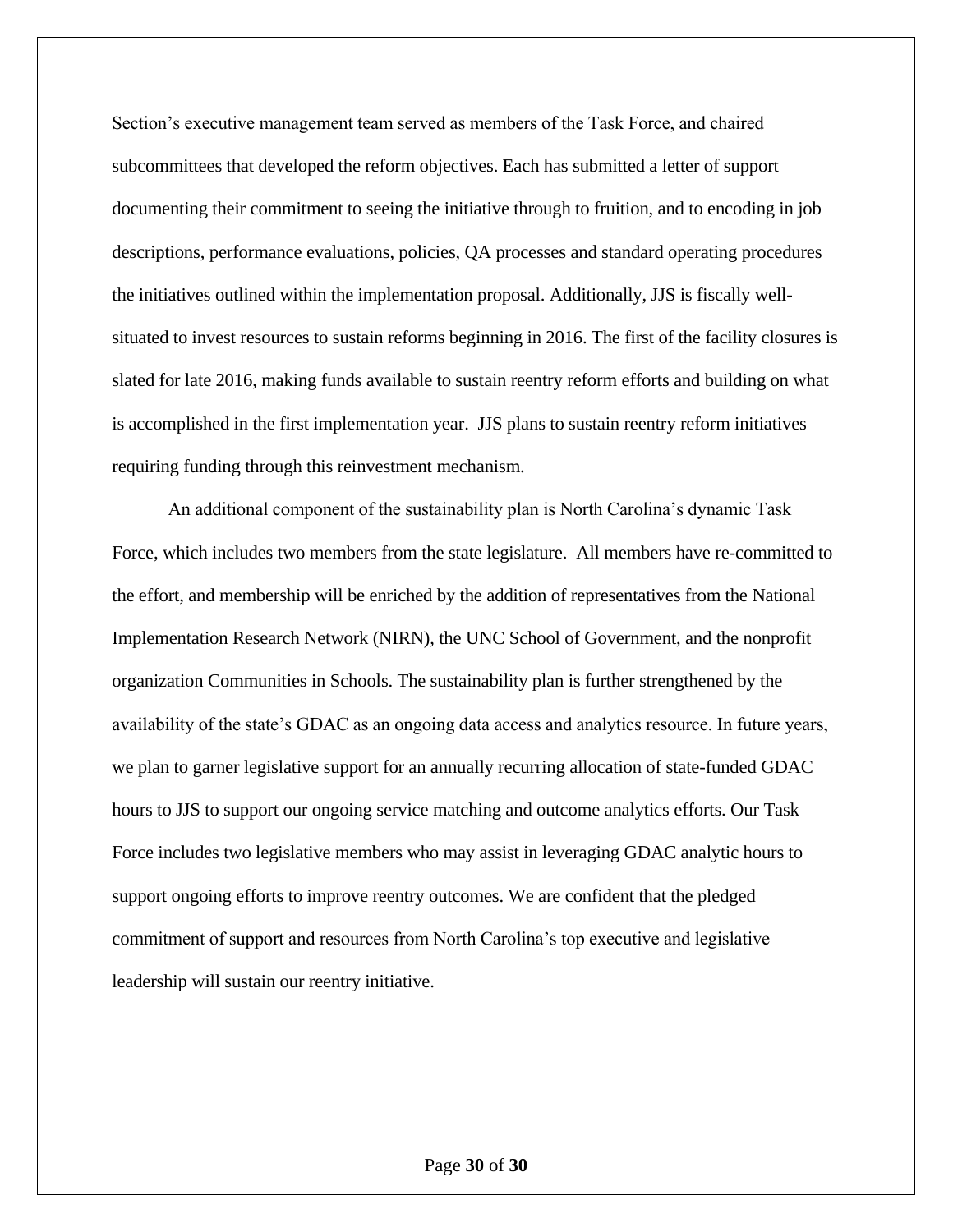Section's executive management team served as members of the Task Force, and chaired subcommittees that developed the reform objectives. Each has submitted a letter of support documenting their commitment to seeing the initiative through to fruition, and to encoding in job descriptions, performance evaluations, policies, QA processes and standard operating procedures the initiatives outlined within the implementation proposal. Additionally, JJS is fiscally well-situated to invest resources to sustain reforms beginning in 2016. The first of the facility closures is slated for late 2016, making funds available to sustain reentry reform efforts and building on what is accomplished in the first implementation year. JJS plans to sustain reentry reform initiatives requiring funding through this reinvestment mechanism.

An additional component of the sustainability plan is North Carolina's dynamic Task Force, which includes two members from the state legislature. All members have re-committed to the effort, and membership will be enriched by the addition of representatives from the National Implementation Research Network (NIRN), the UNC School of Government, and the nonprofit organization Communities in Schools. The sustainability plan is further strengthened by the availability of the state's GDAC as an ongoing data access and analytics resource. In future years, we plan to garner legislative support for an annually recurring allocation of state-funded GDAC hours to JJS to support our ongoing service matching and outcome analytics efforts. Our Task Force includes two legislative members who may assist in leveraging GDAC analytic hours to support ongoing efforts to improve reentry outcomes. We are confident that the pledged commitment of support and resources from North Carolina's top executive and legislative leadership will sustain our reentry initiative.